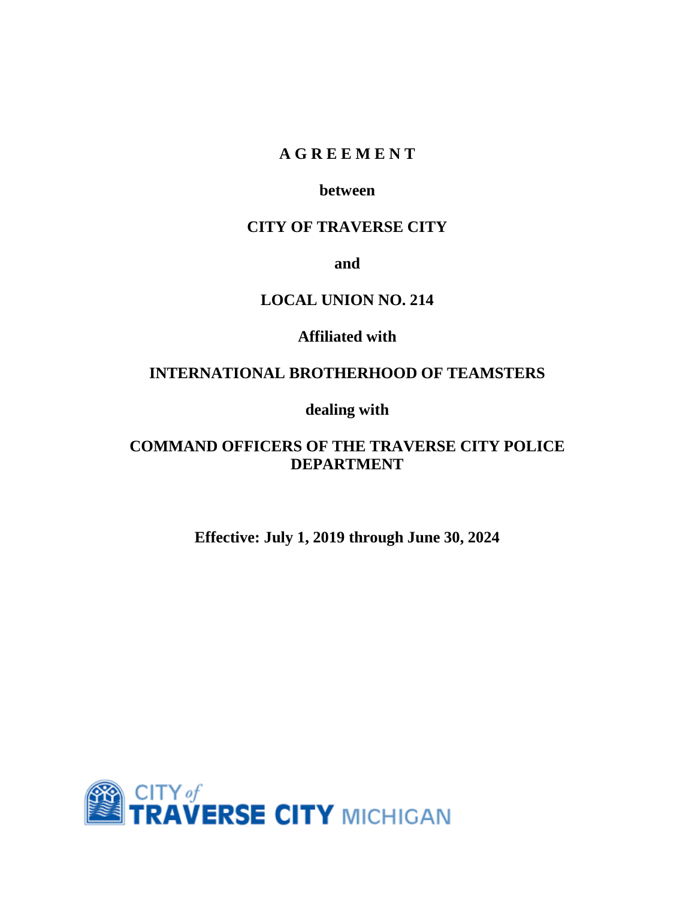# A G R E E M E N T

**between**

**CITY OF TRAVERSE CITY**

**and**

**LOCAL UNION NO. 214**

**Affiliated with**

**INTERNATIONAL BROTHERHOOD OF TEAMSTERS**

**dealing with**

**COMMAND OFFICERS OF THE TRAVERSE CITY POLICE DEPARTMENT**

**Effective: July 1, 2019 through June 30, 2024**

CITY of TRAVERSE CITY MICHIGAN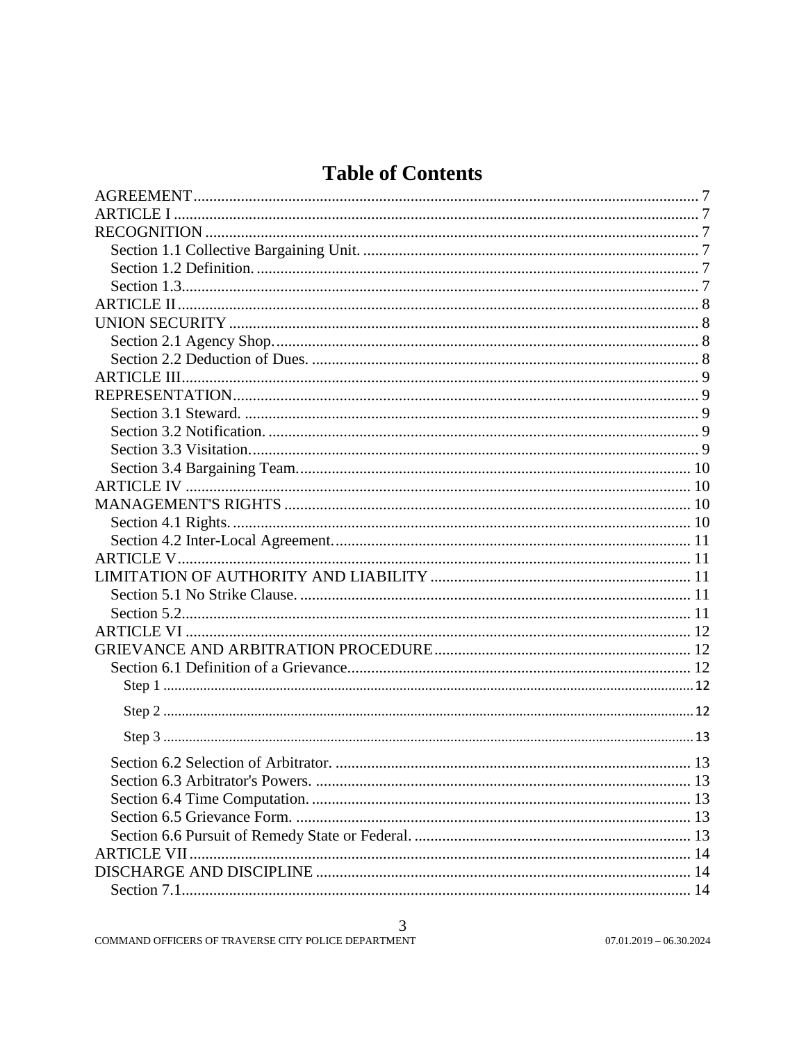# Table of Contents

AGREEMENT ..... 7
ARTICLE I ..... 7
RECOGNITION ..... 7
  Section 1.1 Collective Bargaining Unit. ..... 7
  Section 1.2 Definition. ..... 7
  Section 1.3. ..... 7
ARTICLE II ..... 8
UNION SECURITY ..... 8
  Section 2.1 Agency Shop. ..... 8
  Section 2.2 Deduction of Dues. ..... 8
ARTICLE III ..... 9
REPRESENTATION ..... 9
  Section 3.1 Steward. ..... 9
  Section 3.2 Notification. ..... 9
  Section 3.3 Visitation. ..... 9
  Section 3.4 Bargaining Team. ..... 10
ARTICLE IV ..... 10
MANAGEMENT'S RIGHTS ..... 10
  Section 4.1 Rights. ..... 10
  Section 4.2 Inter-Local Agreement. ..... 11
ARTICLE V ..... 11
LIMITATION OF AUTHORITY AND LIABILITY ..... 11
  Section 5.1 No Strike Clause. ..... 11
  Section 5.2. ..... 11
ARTICLE VI ..... 12
GRIEVANCE AND ARBITRATION PROCEDURE ..... 12
  Section 6.1 Definition of a Grievance. ..... 12
    Step 1 ..... 12
    Step 2 ..... 12
    Step 3 ..... 13
  Section 6.2 Selection of Arbitrator. ..... 13
  Section 6.3 Arbitrator's Powers. ..... 13
  Section 6.4 Time Computation. ..... 13
  Section 6.5 Grievance Form. ..... 13
  Section 6.6 Pursuit of Remedy State or Federal. ..... 13
ARTICLE VII ..... 14
DISCHARGE AND DISCIPLINE ..... 14
  Section 7.1. ..... 14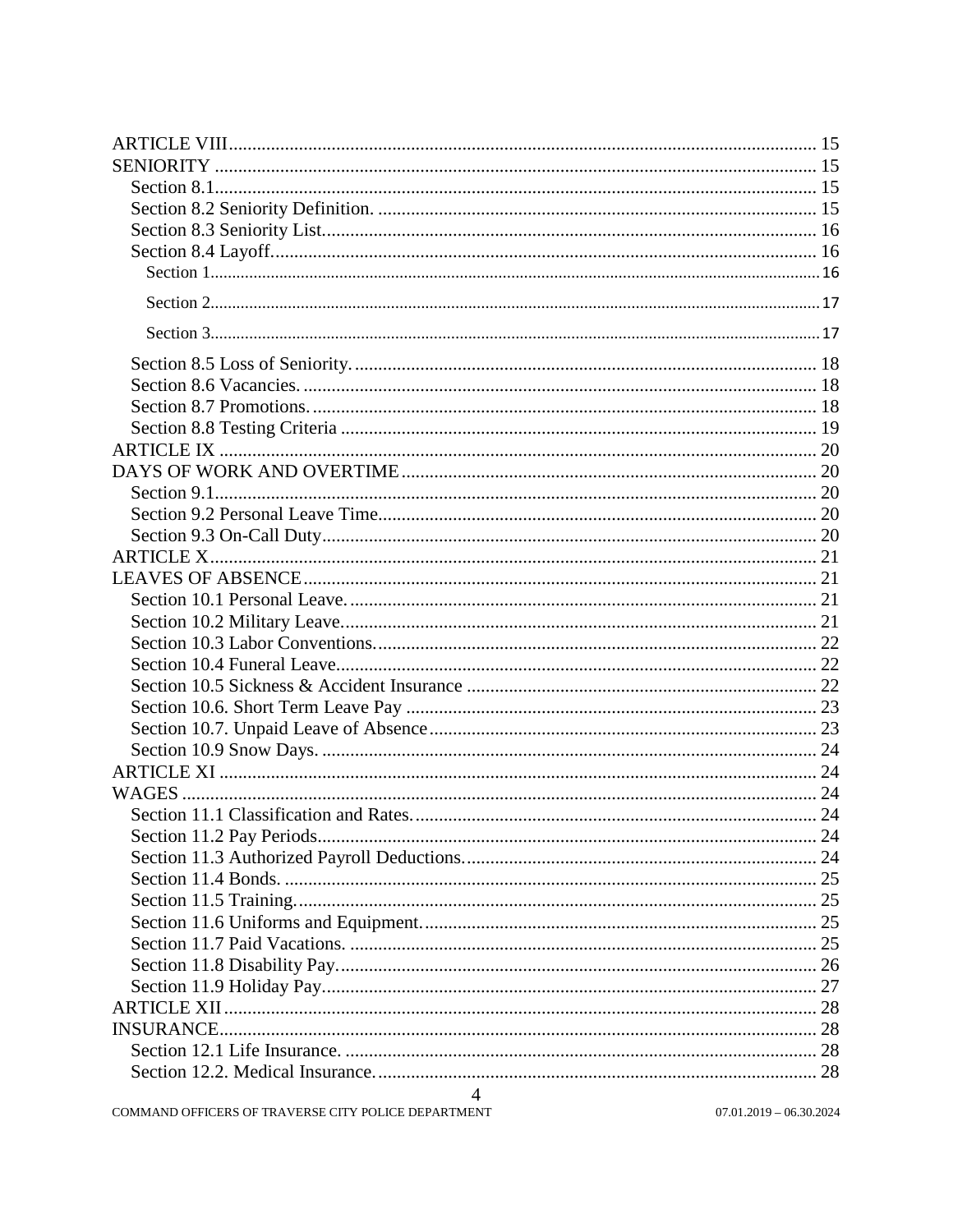ARTICLE VIII ..... 15
SENIORITY ..... 15
  Section 8.1 ..... 15
  Section 8.2 Seniority Definition. ..... 15
  Section 8.3 Seniority List ..... 16
  Section 8.4 Layoff ..... 16
    Section 1 ..... 16
    Section 2 ..... 17
    Section 3 ..... 17
  Section 8.5 Loss of Seniority. ..... 18
  Section 8.6 Vacancies. ..... 18
  Section 8.7 Promotions. ..... 18
  Section 8.8 Testing Criteria ..... 19
ARTICLE IX ..... 20
DAYS OF WORK AND OVERTIME ..... 20
  Section 9.1 ..... 20
  Section 9.2 Personal Leave Time ..... 20
  Section 9.3 On-Call Duty ..... 20
ARTICLE X ..... 21
LEAVES OF ABSENCE ..... 21
  Section 10.1 Personal Leave. ..... 21
  Section 10.2 Military Leave ..... 21
  Section 10.3 Labor Conventions ..... 22
  Section 10.4 Funeral Leave ..... 22
  Section 10.5 Sickness & Accident Insurance ..... 22
  Section 10.6. Short Term Leave Pay ..... 23
  Section 10.7. Unpaid Leave of Absence ..... 23
  Section 10.9 Snow Days. ..... 24
ARTICLE XI ..... 24
WAGES ..... 24
  Section 11.1 Classification and Rates. ..... 24
  Section 11.2 Pay Periods ..... 24
  Section 11.3 Authorized Payroll Deductions. ..... 24
  Section 11.4 Bonds. ..... 25
  Section 11.5 Training. ..... 25
  Section 11.6 Uniforms and Equipment. ..... 25
  Section 11.7 Paid Vacations. ..... 25
  Section 11.8 Disability Pay. ..... 26
  Section 11.9 Holiday Pay ..... 27
ARTICLE XII ..... 28
INSURANCE ..... 28
  Section 12.1 Life Insurance. ..... 28
  Section 12.2. Medical Insurance. ..... 28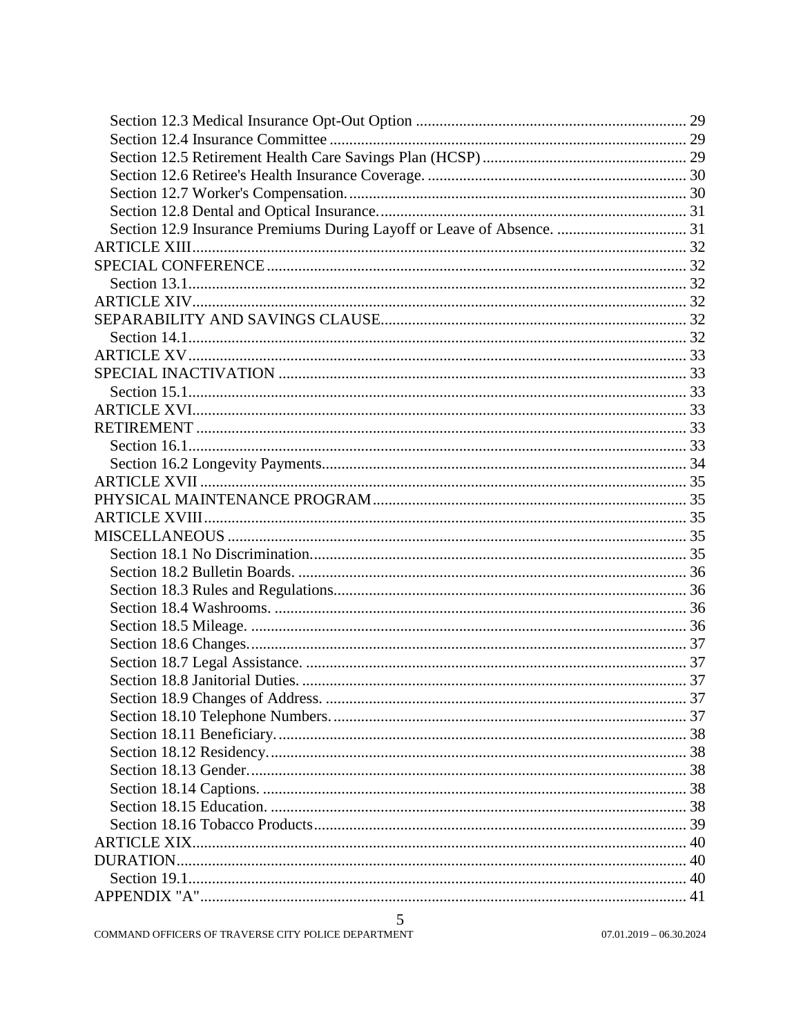Section 12.3 Medical Insurance Opt-Out Option ..... 29
Section 12.4 Insurance Committee ..... 29
Section 12.5 Retirement Health Care Savings Plan (HCSP) ..... 29
Section 12.6 Retiree's Health Insurance Coverage. ..... 30
Section 12.7 Worker's Compensation. ..... 30
Section 12.8 Dental and Optical Insurance. ..... 31
Section 12.9 Insurance Premiums During Layoff or Leave of Absence. ..... 31
ARTICLE XIII ..... 32
SPECIAL CONFERENCE ..... 32
Section 13.1 ..... 32
ARTICLE XIV ..... 32
SEPARABILITY AND SAVINGS CLAUSE ..... 32
Section 14.1 ..... 32
ARTICLE XV ..... 33
SPECIAL INACTIVATION ..... 33
Section 15.1 ..... 33
ARTICLE XVI ..... 33
RETIREMENT ..... 33
Section 16.1 ..... 33
Section 16.2 Longevity Payments ..... 34
ARTICLE XVII ..... 35
PHYSICAL MAINTENANCE PROGRAM ..... 35
ARTICLE XVIII ..... 35
MISCELLANEOUS ..... 35
Section 18.1 No Discrimination ..... 35
Section 18.2 Bulletin Boards. ..... 36
Section 18.3 Rules and Regulations ..... 36
Section 18.4 Washrooms. ..... 36
Section 18.5 Mileage. ..... 36
Section 18.6 Changes. ..... 37
Section 18.7 Legal Assistance. ..... 37
Section 18.8 Janitorial Duties. ..... 37
Section 18.9 Changes of Address. ..... 37
Section 18.10 Telephone Numbers. ..... 37
Section 18.11 Beneficiary. ..... 38
Section 18.12 Residency. ..... 38
Section 18.13 Gender. ..... 38
Section 18.14 Captions. ..... 38
Section 18.15 Education. ..... 38
Section 18.16 Tobacco Products ..... 39
ARTICLE XIX ..... 40
DURATION ..... 40
Section 19.1 ..... 40
APPENDIX "A" ..... 41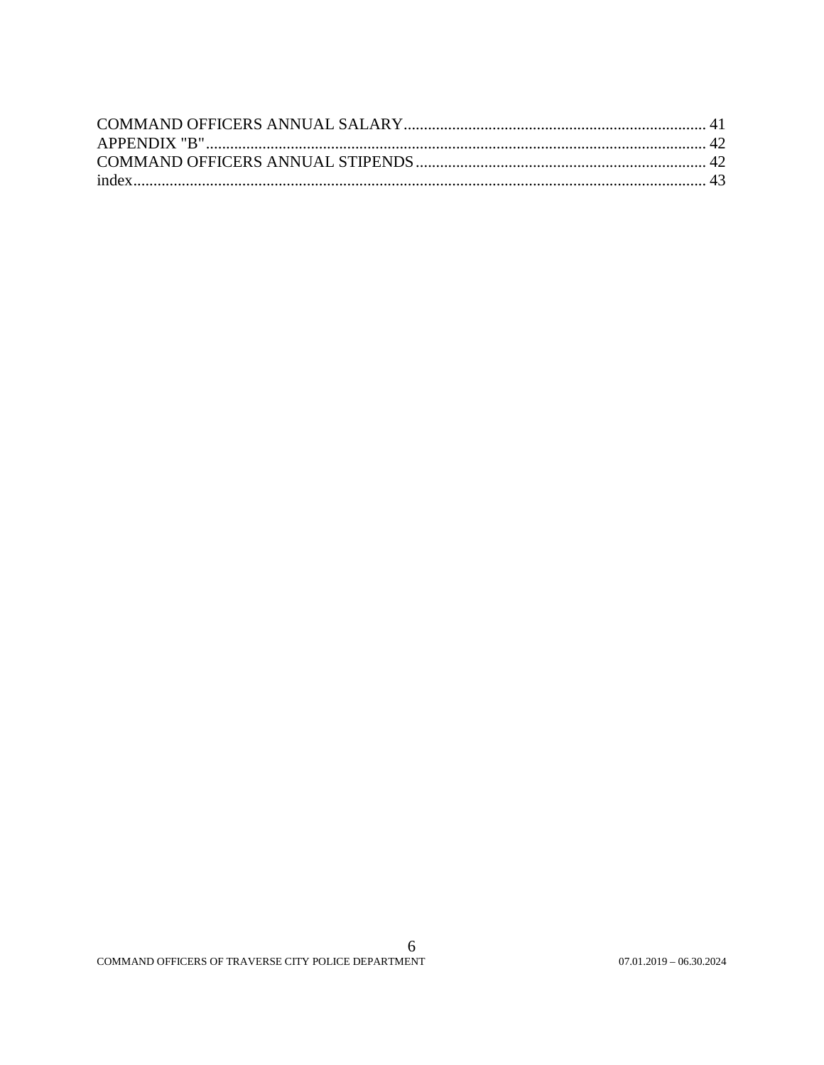COMMAND OFFICERS ANNUAL SALARY........................................................................... 41
APPENDIX "B"............................................................................................................ 42
COMMAND OFFICERS ANNUAL STIPENDS....................................................................... 42
index............................................................................................................................ 43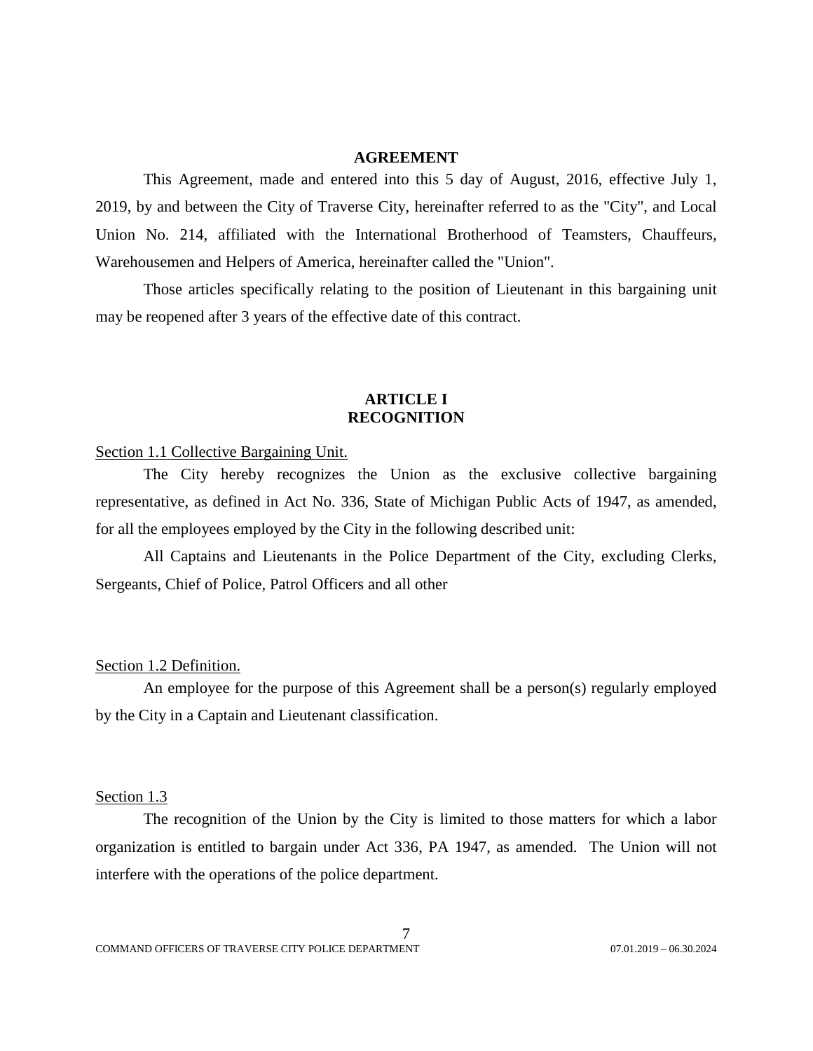## AGREEMENT

This Agreement, made and entered into this 5 day of August, 2016, effective July 1, 2019, by and between the City of Traverse City, hereinafter referred to as the "City", and Local Union No. 214, affiliated with the International Brotherhood of Teamsters, Chauffeurs, Warehousemen and Helpers of America, hereinafter called the "Union".

Those articles specifically relating to the position of Lieutenant in this bargaining unit may be reopened after 3 years of the effective date of this contract.

## ARTICLE I
## RECOGNITION

Section 1.1 Collective Bargaining Unit.

The City hereby recognizes the Union as the exclusive collective bargaining representative, as defined in Act No. 336, State of Michigan Public Acts of 1947, as amended, for all the employees employed by the City in the following described unit:

All Captains and Lieutenants in the Police Department of the City, excluding Clerks, Sergeants, Chief of Police, Patrol Officers and all other

Section 1.2 Definition.

An employee for the purpose of this Agreement shall be a person(s) regularly employed by the City in a Captain and Lieutenant classification.

Section 1.3

The recognition of the Union by the City is limited to those matters for which a labor organization is entitled to bargain under Act 336, PA 1947, as amended. The Union will not interfere with the operations of the police department.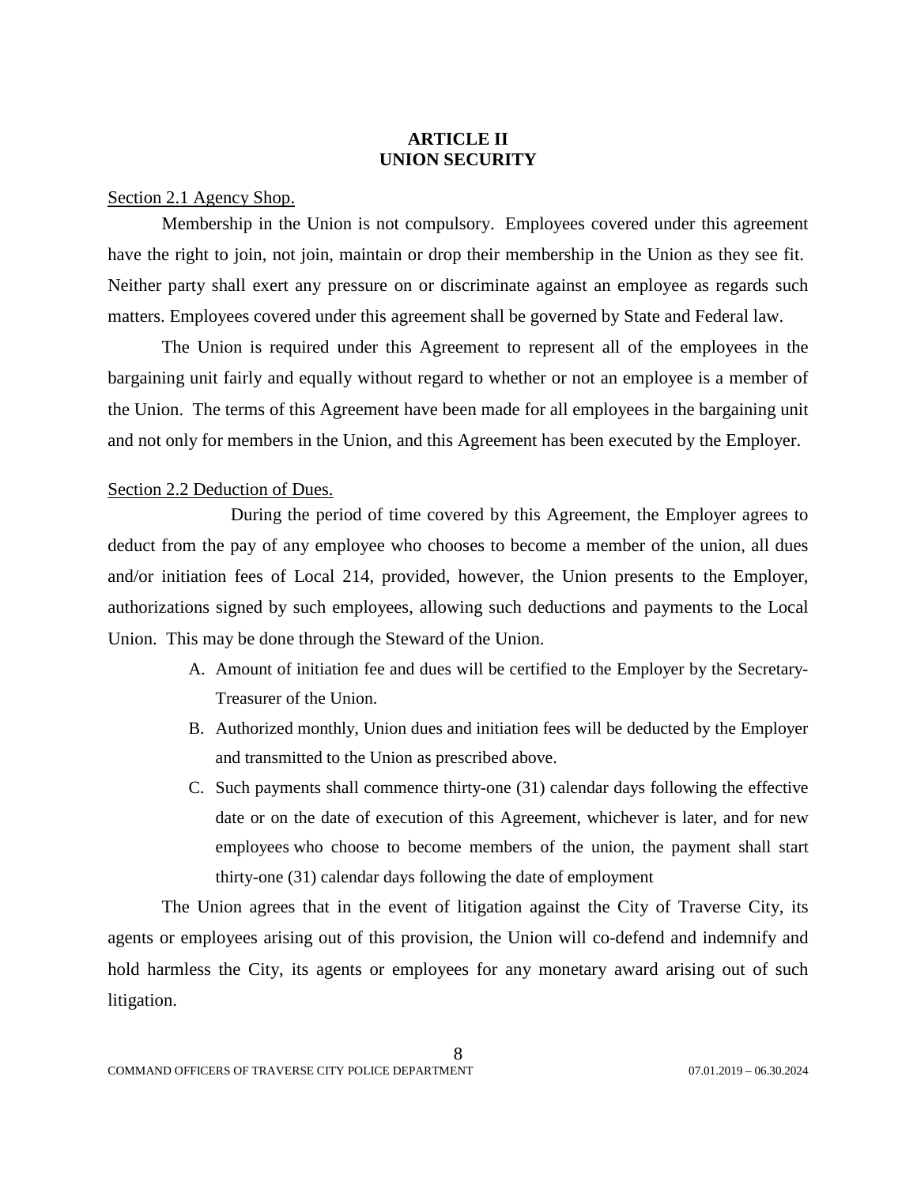# ARTICLE II
# UNION SECURITY

Section 2.1 Agency Shop.

Membership in the Union is not compulsory. Employees covered under this agreement have the right to join, not join, maintain or drop their membership in the Union as they see fit. Neither party shall exert any pressure on or discriminate against an employee as regards such matters. Employees covered under this agreement shall be governed by State and Federal law.

The Union is required under this Agreement to represent all of the employees in the bargaining unit fairly and equally without regard to whether or not an employee is a member of the Union. The terms of this Agreement have been made for all employees in the bargaining unit and not only for members in the Union, and this Agreement has been executed by the Employer.

Section 2.2 Deduction of Dues.

During the period of time covered by this Agreement, the Employer agrees to deduct from the pay of any employee who chooses to become a member of the union, all dues and/or initiation fees of Local 214, provided, however, the Union presents to the Employer, authorizations signed by such employees, allowing such deductions and payments to the Local Union. This may be done through the Steward of the Union.

A. Amount of initiation fee and dues will be certified to the Employer by the Secretary-Treasurer of the Union.
B. Authorized monthly, Union dues and initiation fees will be deducted by the Employer and transmitted to the Union as prescribed above.
C. Such payments shall commence thirty-one (31) calendar days following the effective date or on the date of execution of this Agreement, whichever is later, and for new employees who choose to become members of the union, the payment shall start thirty-one (31) calendar days following the date of employment

The Union agrees that in the event of litigation against the City of Traverse City, its agents or employees arising out of this provision, the Union will co-defend and indemnify and hold harmless the City, its agents or employees for any monetary award arising out of such litigation.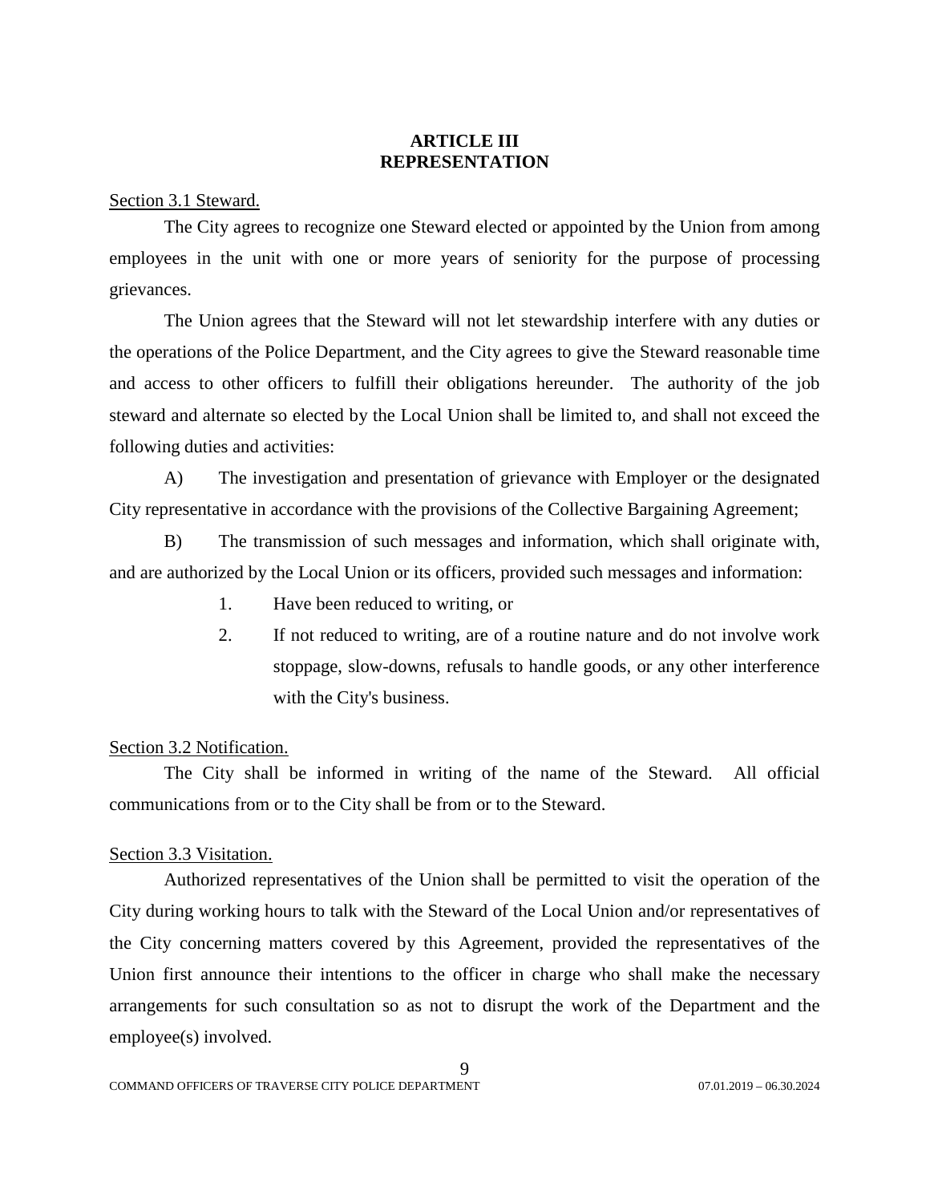# ARTICLE III
# REPRESENTATION

Section 3.1 Steward.

The City agrees to recognize one Steward elected or appointed by the Union from among employees in the unit with one or more years of seniority for the purpose of processing grievances.

The Union agrees that the Steward will not let stewardship interfere with any duties or the operations of the Police Department, and the City agrees to give the Steward reasonable time and access to other officers to fulfill their obligations hereunder. The authority of the job steward and alternate so elected by the Local Union shall be limited to, and shall not exceed the following duties and activities:

A) The investigation and presentation of grievance with Employer or the designated City representative in accordance with the provisions of the Collective Bargaining Agreement;

B) The transmission of such messages and information, which shall originate with, and are authorized by the Local Union or its officers, provided such messages and information:

1. Have been reduced to writing, or
2. If not reduced to writing, are of a routine nature and do not involve work stoppage, slow-downs, refusals to handle goods, or any other interference with the City's business.

Section 3.2 Notification.

The City shall be informed in writing of the name of the Steward. All official communications from or to the City shall be from or to the Steward.

Section 3.3 Visitation.

Authorized representatives of the Union shall be permitted to visit the operation of the City during working hours to talk with the Steward of the Local Union and/or representatives of the City concerning matters covered by this Agreement, provided the representatives of the Union first announce their intentions to the officer in charge who shall make the necessary arrangements for such consultation so as not to disrupt the work of the Department and the employee(s) involved.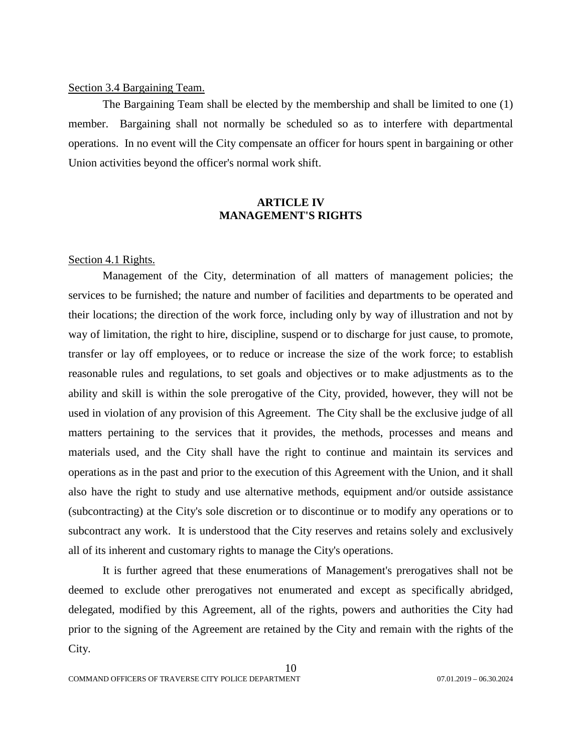Section 3.4 Bargaining Team.

The Bargaining Team shall be elected by the membership and shall be limited to one (1) member. Bargaining shall not normally be scheduled so as to interfere with departmental operations. In no event will the City compensate an officer for hours spent in bargaining or other Union activities beyond the officer's normal work shift.

## ARTICLE IV
## MANAGEMENT'S RIGHTS

Section 4.1 Rights.

Management of the City, determination of all matters of management policies; the services to be furnished; the nature and number of facilities and departments to be operated and their locations; the direction of the work force, including only by way of illustration and not by way of limitation, the right to hire, discipline, suspend or to discharge for just cause, to promote, transfer or lay off employees, or to reduce or increase the size of the work force; to establish reasonable rules and regulations, to set goals and objectives or to make adjustments as to the ability and skill is within the sole prerogative of the City, provided, however, they will not be used in violation of any provision of this Agreement. The City shall be the exclusive judge of all matters pertaining to the services that it provides, the methods, processes and means and materials used, and the City shall have the right to continue and maintain its services and operations as in the past and prior to the execution of this Agreement with the Union, and it shall also have the right to study and use alternative methods, equipment and/or outside assistance (subcontracting) at the City's sole discretion or to discontinue or to modify any operations or to subcontract any work. It is understood that the City reserves and retains solely and exclusively all of its inherent and customary rights to manage the City's operations.

It is further agreed that these enumerations of Management's prerogatives shall not be deemed to exclude other prerogatives not enumerated and except as specifically abridged, delegated, modified by this Agreement, all of the rights, powers and authorities the City had prior to the signing of the Agreement are retained by the City and remain with the rights of the City.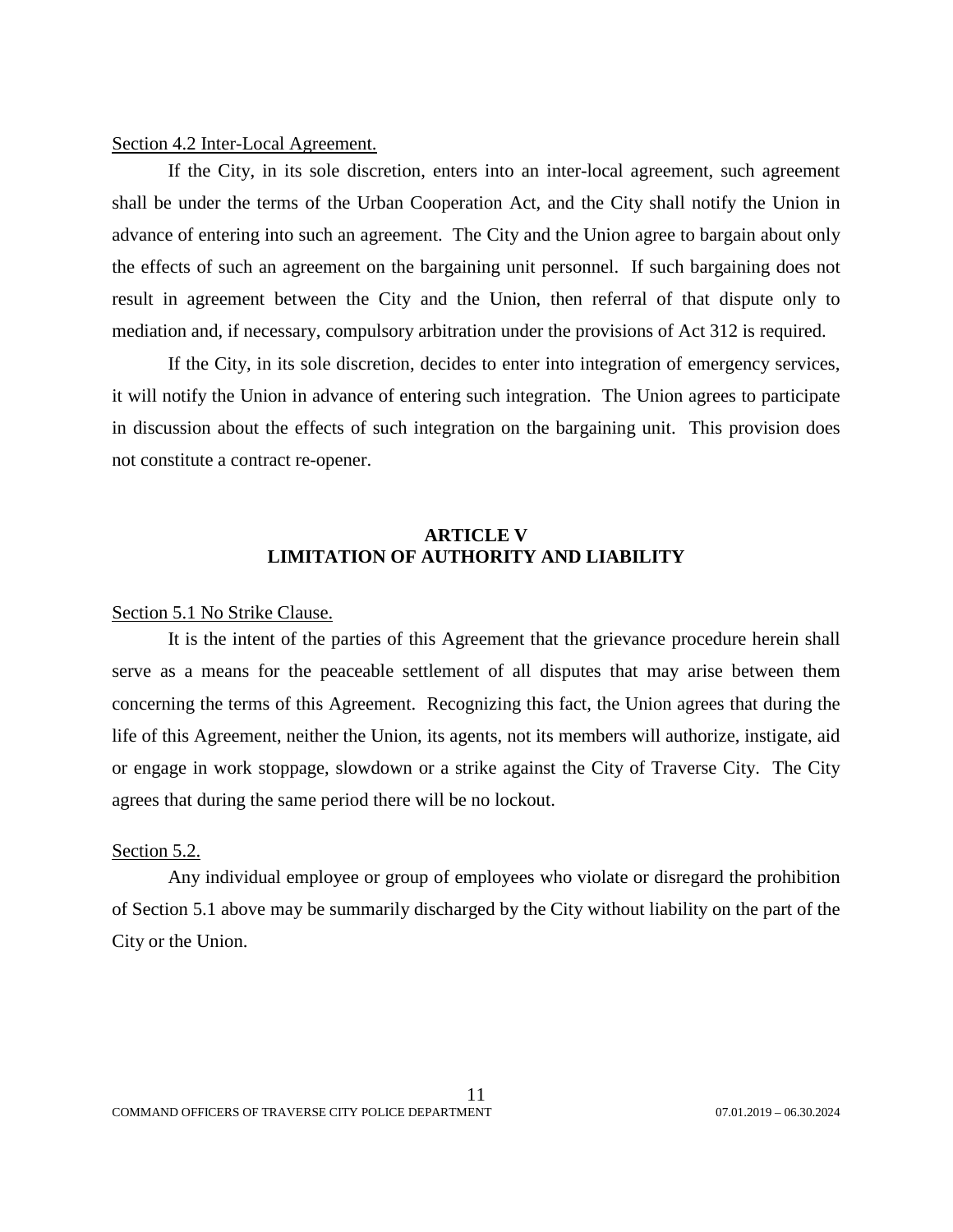Section 4.2 Inter-Local Agreement.

If the City, in its sole discretion, enters into an inter-local agreement, such agreement shall be under the terms of the Urban Cooperation Act, and the City shall notify the Union in advance of entering into such an agreement. The City and the Union agree to bargain about only the effects of such an agreement on the bargaining unit personnel. If such bargaining does not result in agreement between the City and the Union, then referral of that dispute only to mediation and, if necessary, compulsory arbitration under the provisions of Act 312 is required.

If the City, in its sole discretion, decides to enter into integration of emergency services, it will notify the Union in advance of entering such integration. The Union agrees to participate in discussion about the effects of such integration on the bargaining unit. This provision does not constitute a contract re-opener.

## ARTICLE V
## LIMITATION OF AUTHORITY AND LIABILITY

Section 5.1 No Strike Clause.

It is the intent of the parties of this Agreement that the grievance procedure herein shall serve as a means for the peaceable settlement of all disputes that may arise between them concerning the terms of this Agreement. Recognizing this fact, the Union agrees that during the life of this Agreement, neither the Union, its agents, not its members will authorize, instigate, aid or engage in work stoppage, slowdown or a strike against the City of Traverse City. The City agrees that during the same period there will be no lockout.

Section 5.2.

Any individual employee or group of employees who violate or disregard the prohibition of Section 5.1 above may be summarily discharged by the City without liability on the part of the City or the Union.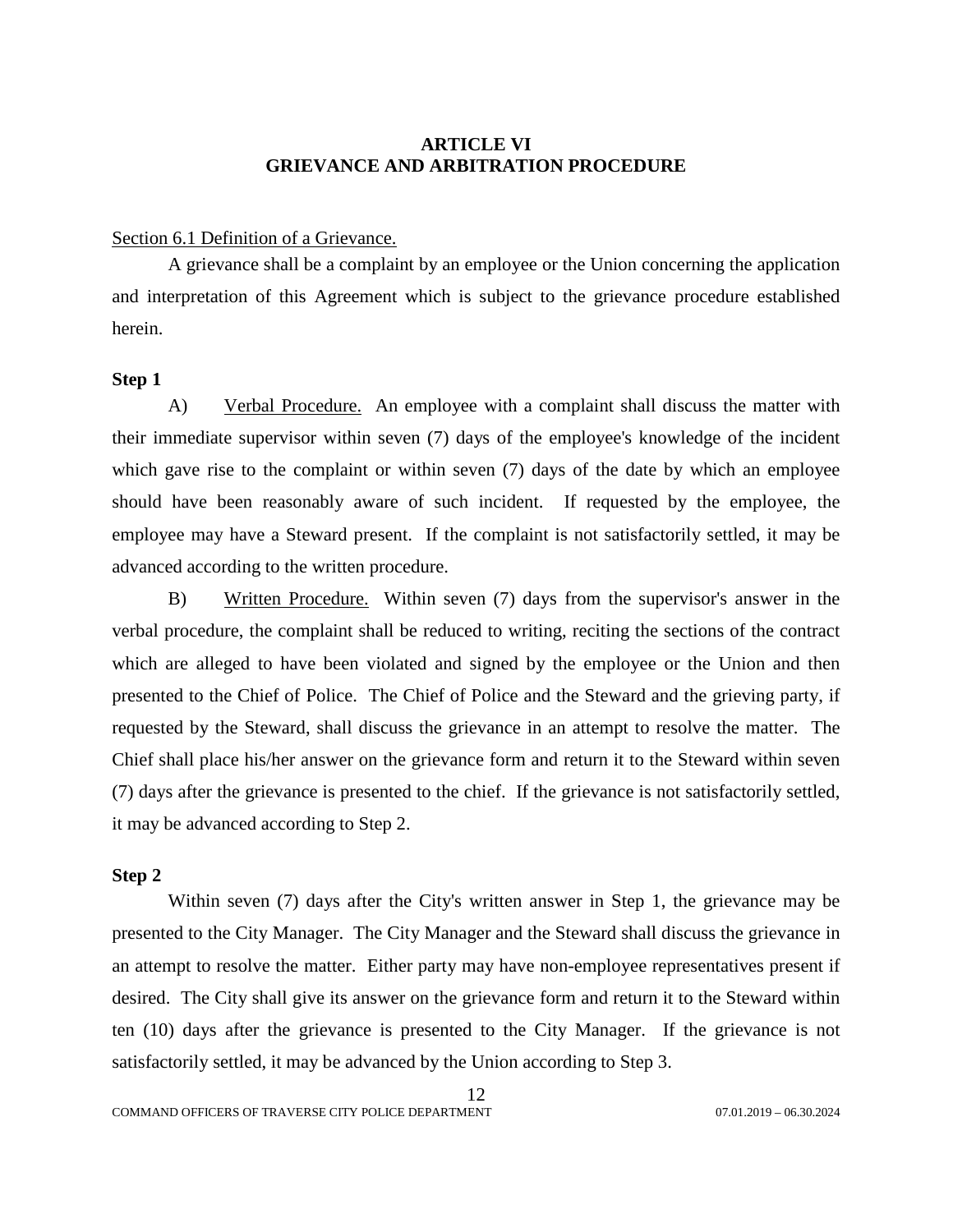# ARTICLE VI
# GRIEVANCE AND ARBITRATION PROCEDURE

Section 6.1 Definition of a Grievance.

A grievance shall be a complaint by an employee or the Union concerning the application and interpretation of this Agreement which is subject to the grievance procedure established herein.

**Step 1**

A) Verbal Procedure. An employee with a complaint shall discuss the matter with their immediate supervisor within seven (7) days of the employee's knowledge of the incident which gave rise to the complaint or within seven (7) days of the date by which an employee should have been reasonably aware of such incident. If requested by the employee, the employee may have a Steward present. If the complaint is not satisfactorily settled, it may be advanced according to the written procedure.

B) Written Procedure. Within seven (7) days from the supervisor's answer in the verbal procedure, the complaint shall be reduced to writing, reciting the sections of the contract which are alleged to have been violated and signed by the employee or the Union and then presented to the Chief of Police. The Chief of Police and the Steward and the grieving party, if requested by the Steward, shall discuss the grievance in an attempt to resolve the matter. The Chief shall place his/her answer on the grievance form and return it to the Steward within seven (7) days after the grievance is presented to the chief. If the grievance is not satisfactorily settled, it may be advanced according to Step 2.

**Step 2**

Within seven (7) days after the City's written answer in Step 1, the grievance may be presented to the City Manager. The City Manager and the Steward shall discuss the grievance in an attempt to resolve the matter. Either party may have non-employee representatives present if desired. The City shall give its answer on the grievance form and return it to the Steward within ten (10) days after the grievance is presented to the City Manager. If the grievance is not satisfactorily settled, it may be advanced by the Union according to Step 3.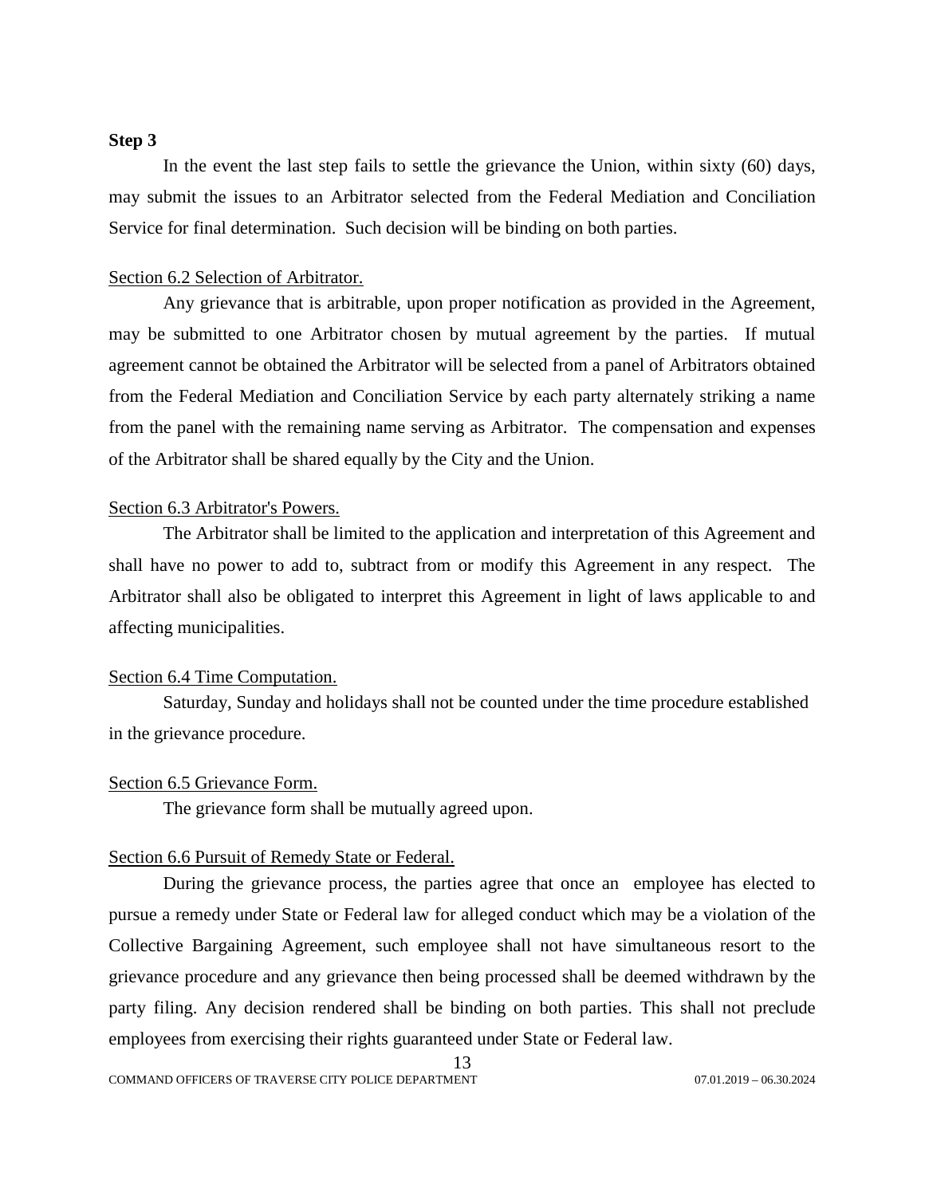**Step 3**

In the event the last step fails to settle the grievance the Union, within sixty (60) days, may submit the issues to an Arbitrator selected from the Federal Mediation and Conciliation Service for final determination. Such decision will be binding on both parties.

Section 6.2 Selection of Arbitrator.

Any grievance that is arbitrable, upon proper notification as provided in the Agreement, may be submitted to one Arbitrator chosen by mutual agreement by the parties. If mutual agreement cannot be obtained the Arbitrator will be selected from a panel of Arbitrators obtained from the Federal Mediation and Conciliation Service by each party alternately striking a name from the panel with the remaining name serving as Arbitrator. The compensation and expenses of the Arbitrator shall be shared equally by the City and the Union.

Section 6.3 Arbitrator's Powers.

The Arbitrator shall be limited to the application and interpretation of this Agreement and shall have no power to add to, subtract from or modify this Agreement in any respect. The Arbitrator shall also be obligated to interpret this Agreement in light of laws applicable to and affecting municipalities.

Section 6.4 Time Computation.

Saturday, Sunday and holidays shall not be counted under the time procedure established in the grievance procedure.

Section 6.5 Grievance Form.

The grievance form shall be mutually agreed upon.

Section 6.6 Pursuit of Remedy State or Federal.

During the grievance process, the parties agree that once an employee has elected to pursue a remedy under State or Federal law for alleged conduct which may be a violation of the Collective Bargaining Agreement, such employee shall not have simultaneous resort to the grievance procedure and any grievance then being processed shall be deemed withdrawn by the party filing. Any decision rendered shall be binding on both parties. This shall not preclude employees from exercising their rights guaranteed under State or Federal law.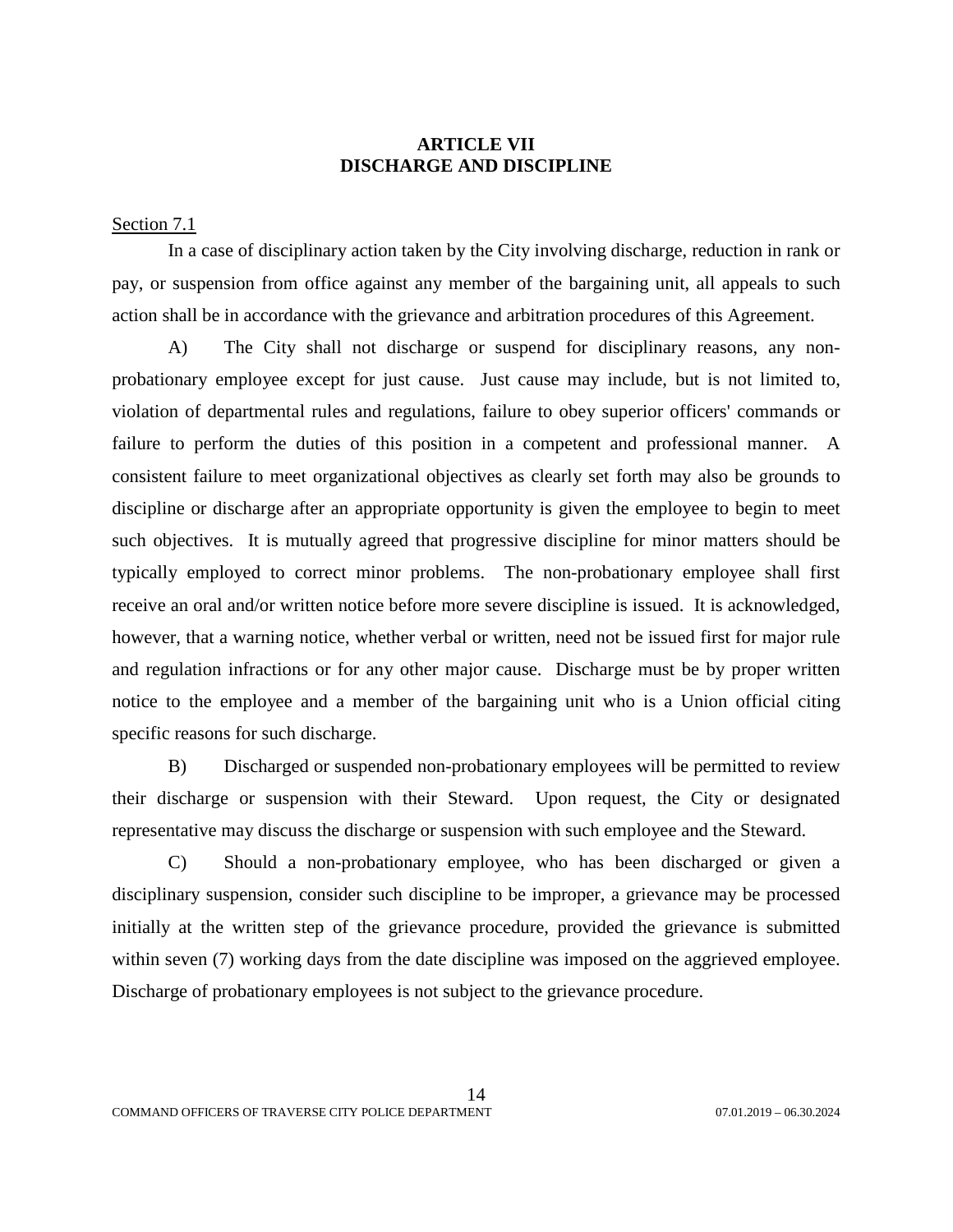# ARTICLE VII
# DISCHARGE AND DISCIPLINE

Section 7.1

In a case of disciplinary action taken by the City involving discharge, reduction in rank or pay, or suspension from office against any member of the bargaining unit, all appeals to such action shall be in accordance with the grievance and arbitration procedures of this Agreement.

A) The City shall not discharge or suspend for disciplinary reasons, any non-probationary employee except for just cause. Just cause may include, but is not limited to, violation of departmental rules and regulations, failure to obey superior officers' commands or failure to perform the duties of this position in a competent and professional manner. A consistent failure to meet organizational objectives as clearly set forth may also be grounds to discipline or discharge after an appropriate opportunity is given the employee to begin to meet such objectives. It is mutually agreed that progressive discipline for minor matters should be typically employed to correct minor problems. The non-probationary employee shall first receive an oral and/or written notice before more severe discipline is issued. It is acknowledged, however, that a warning notice, whether verbal or written, need not be issued first for major rule and regulation infractions or for any other major cause. Discharge must be by proper written notice to the employee and a member of the bargaining unit who is a Union official citing specific reasons for such discharge.

B) Discharged or suspended non-probationary employees will be permitted to review their discharge or suspension with their Steward. Upon request, the City or designated representative may discuss the discharge or suspension with such employee and the Steward.

C) Should a non-probationary employee, who has been discharged or given a disciplinary suspension, consider such discipline to be improper, a grievance may be processed initially at the written step of the grievance procedure, provided the grievance is submitted within seven (7) working days from the date discipline was imposed on the aggrieved employee. Discharge of probationary employees is not subject to the grievance procedure.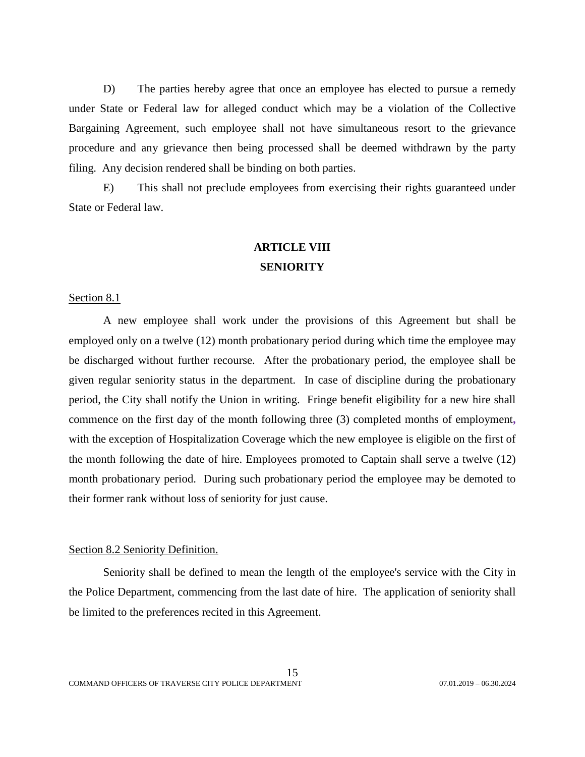D) The parties hereby agree that once an employee has elected to pursue a remedy under State or Federal law for alleged conduct which may be a violation of the Collective Bargaining Agreement, such employee shall not have simultaneous resort to the grievance procedure and any grievance then being processed shall be deemed withdrawn by the party filing. Any decision rendered shall be binding on both parties.

E) This shall not preclude employees from exercising their rights guaranteed under State or Federal law.

## ARTICLE VIII
## SENIORITY

Section 8.1

A new employee shall work under the provisions of this Agreement but shall be employed only on a twelve (12) month probationary period during which time the employee may be discharged without further recourse. After the probationary period, the employee shall be given regular seniority status in the department. In case of discipline during the probationary period, the City shall notify the Union in writing. Fringe benefit eligibility for a new hire shall commence on the first day of the month following three (3) completed months of employment, with the exception of Hospitalization Coverage which the new employee is eligible on the first of the month following the date of hire. Employees promoted to Captain shall serve a twelve (12) month probationary period. During such probationary period the employee may be demoted to their former rank without loss of seniority for just cause.

Section 8.2 Seniority Definition.

Seniority shall be defined to mean the length of the employee's service with the City in the Police Department, commencing from the last date of hire. The application of seniority shall be limited to the preferences recited in this Agreement.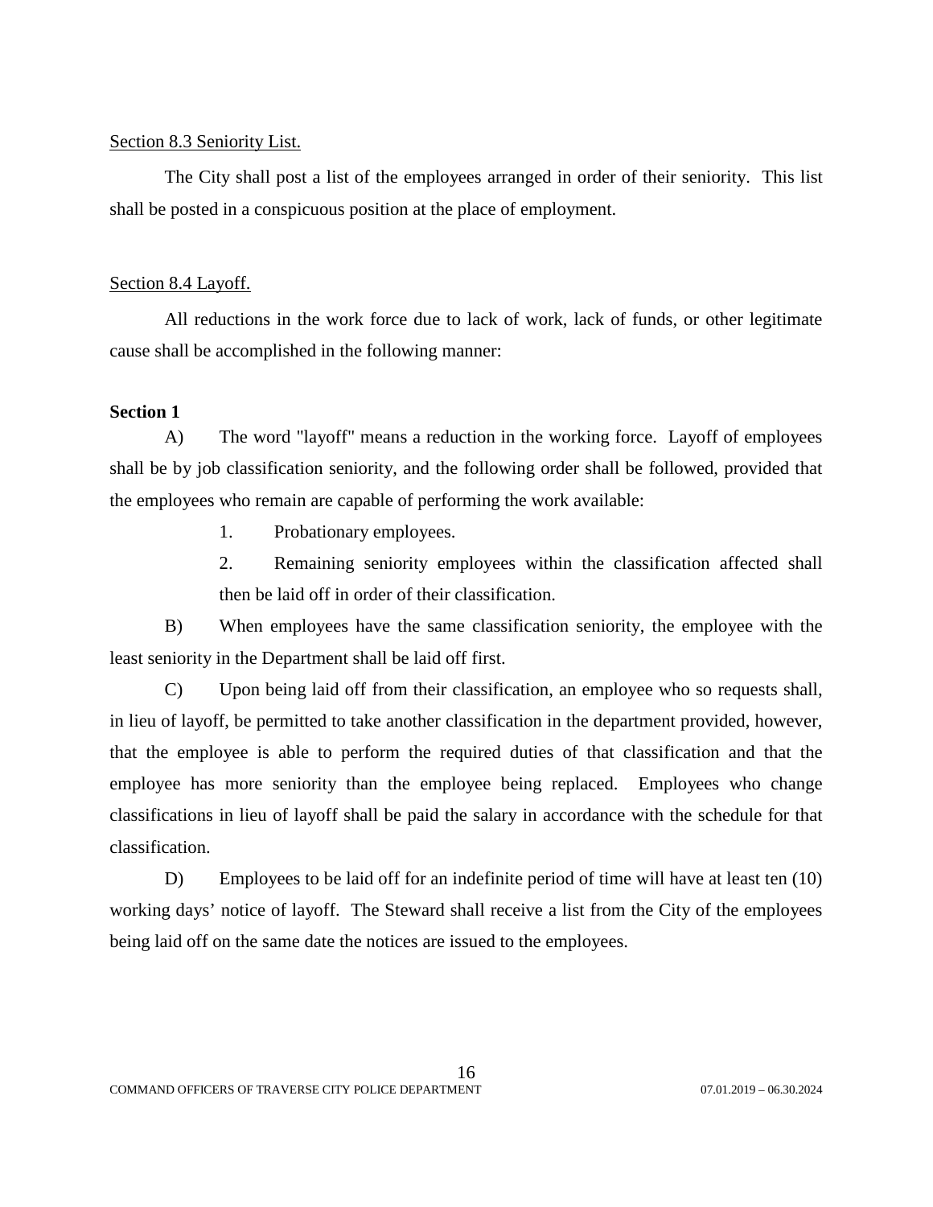Section 8.3 Seniority List.

The City shall post a list of the employees arranged in order of their seniority. This list shall be posted in a conspicuous position at the place of employment.

Section 8.4 Layoff.

All reductions in the work force due to lack of work, lack of funds, or other legitimate cause shall be accomplished in the following manner:

**Section 1**

A) The word "layoff" means a reduction in the working force. Layoff of employees shall be by job classification seniority, and the following order shall be followed, provided that the employees who remain are capable of performing the work available:

1. Probationary employees.
2. Remaining seniority employees within the classification affected shall then be laid off in order of their classification.

B) When employees have the same classification seniority, the employee with the least seniority in the Department shall be laid off first.

C) Upon being laid off from their classification, an employee who so requests shall, in lieu of layoff, be permitted to take another classification in the department provided, however, that the employee is able to perform the required duties of that classification and that the employee has more seniority than the employee being replaced. Employees who change classifications in lieu of layoff shall be paid the salary in accordance with the schedule for that classification.

D) Employees to be laid off for an indefinite period of time will have at least ten (10) working days' notice of layoff. The Steward shall receive a list from the City of the employees being laid off on the same date the notices are issued to the employees.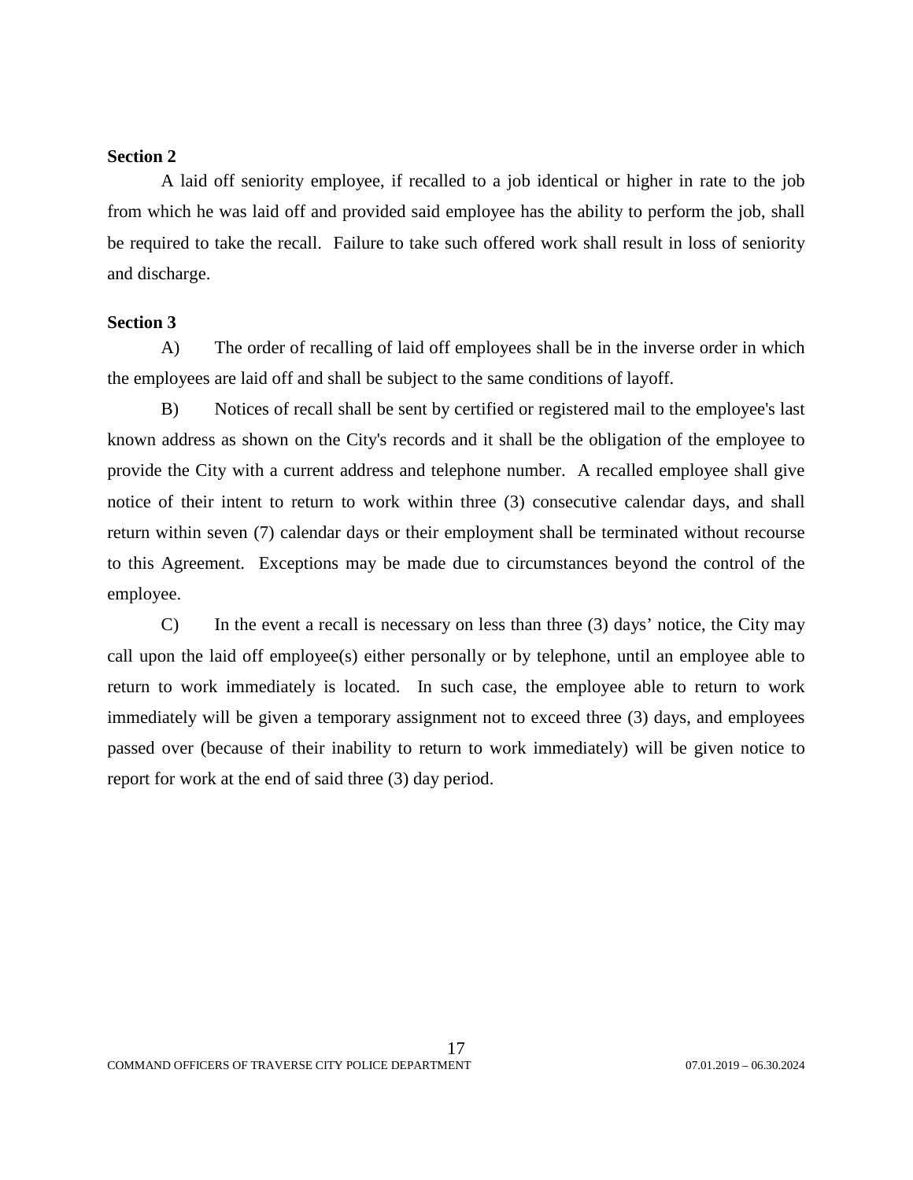**Section 2**

A laid off seniority employee, if recalled to a job identical or higher in rate to the job from which he was laid off and provided said employee has the ability to perform the job, shall be required to take the recall. Failure to take such offered work shall result in loss of seniority and discharge.

**Section 3**

A) The order of recalling of laid off employees shall be in the inverse order in which the employees are laid off and shall be subject to the same conditions of layoff.

B) Notices of recall shall be sent by certified or registered mail to the employee's last known address as shown on the City's records and it shall be the obligation of the employee to provide the City with a current address and telephone number. A recalled employee shall give notice of their intent to return to work within three (3) consecutive calendar days, and shall return within seven (7) calendar days or their employment shall be terminated without recourse to this Agreement. Exceptions may be made due to circumstances beyond the control of the employee.

C) In the event a recall is necessary on less than three (3) days' notice, the City may call upon the laid off employee(s) either personally or by telephone, until an employee able to return to work immediately is located. In such case, the employee able to return to work immediately will be given a temporary assignment not to exceed three (3) days, and employees passed over (because of their inability to return to work immediately) will be given notice to report for work at the end of said three (3) day period.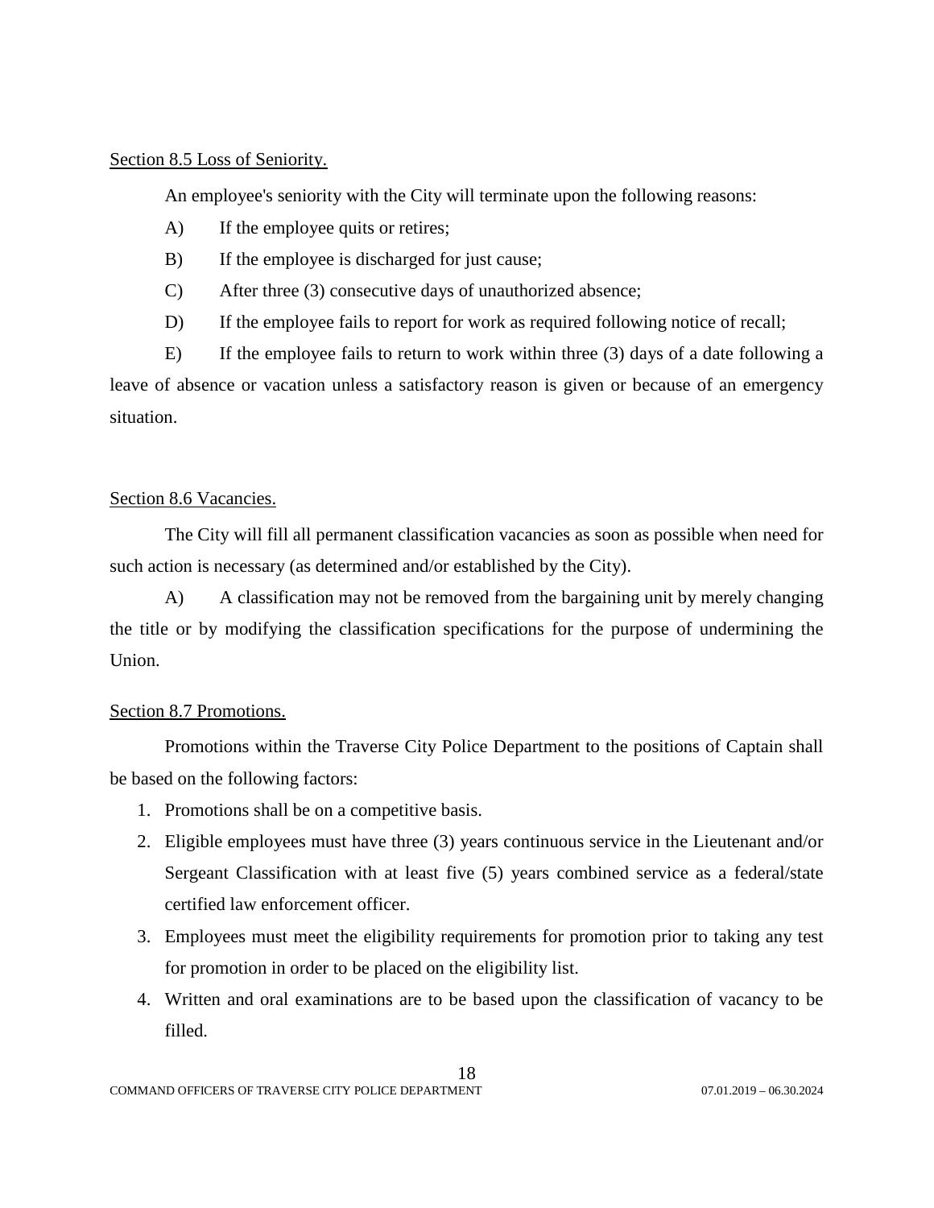## Section 8.5 Loss of Seniority.

An employee's seniority with the City will terminate upon the following reasons:

A) If the employee quits or retires;

B) If the employee is discharged for just cause;

C) After three (3) consecutive days of unauthorized absence;

D) If the employee fails to report for work as required following notice of recall;

E) If the employee fails to return to work within three (3) days of a date following a leave of absence or vacation unless a satisfactory reason is given or because of an emergency situation.

## Section 8.6 Vacancies.

The City will fill all permanent classification vacancies as soon as possible when need for such action is necessary (as determined and/or established by the City).

A) A classification may not be removed from the bargaining unit by merely changing the title or by modifying the classification specifications for the purpose of undermining the Union.

## Section 8.7 Promotions.

Promotions within the Traverse City Police Department to the positions of Captain shall be based on the following factors:

1. Promotions shall be on a competitive basis.
2. Eligible employees must have three (3) years continuous service in the Lieutenant and/or Sergeant Classification with at least five (5) years combined service as a federal/state certified law enforcement officer.
3. Employees must meet the eligibility requirements for promotion prior to taking any test for promotion in order to be placed on the eligibility list.
4. Written and oral examinations are to be based upon the classification of vacancy to be filled.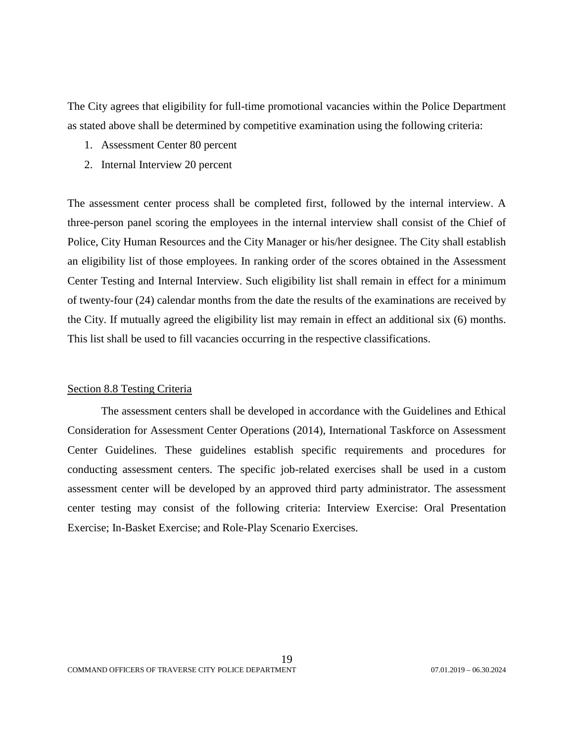The City agrees that eligibility for full-time promotional vacancies within the Police Department as stated above shall be determined by competitive examination using the following criteria:

1. Assessment Center 80 percent
2. Internal Interview 20 percent

The assessment center process shall be completed first, followed by the internal interview. A three-person panel scoring the employees in the internal interview shall consist of the Chief of Police, City Human Resources and the City Manager or his/her designee. The City shall establish an eligibility list of those employees. In ranking order of the scores obtained in the Assessment Center Testing and Internal Interview. Such eligibility list shall remain in effect for a minimum of twenty-four (24) calendar months from the date the results of the examinations are received by the City. If mutually agreed the eligibility list may remain in effect an additional six (6) months. This list shall be used to fill vacancies occurring in the respective classifications.

<u>Section 8.8 Testing Criteria</u>

The assessment centers shall be developed in accordance with the Guidelines and Ethical Consideration for Assessment Center Operations (2014), International Taskforce on Assessment Center Guidelines. These guidelines establish specific requirements and procedures for conducting assessment centers. The specific job-related exercises shall be used in a custom assessment center will be developed by an approved third party administrator. The assessment center testing may consist of the following criteria: Interview Exercise: Oral Presentation Exercise; In-Basket Exercise; and Role-Play Scenario Exercises.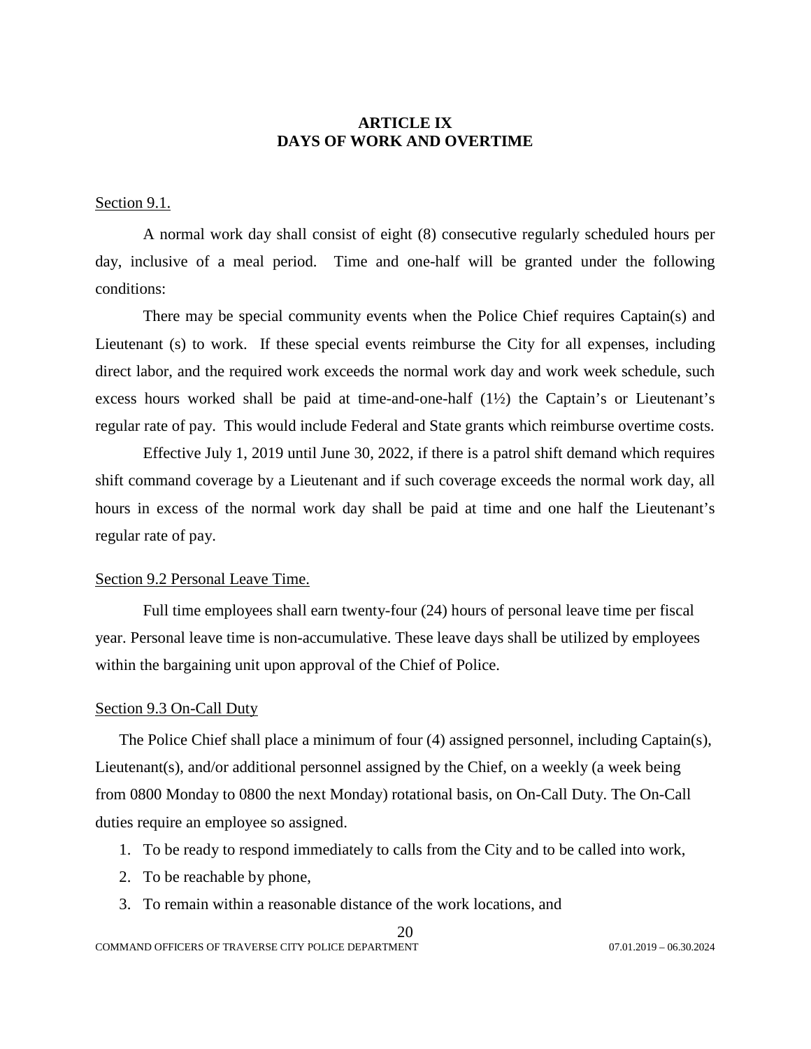## ARTICLE IX
## DAYS OF WORK AND OVERTIME

Section 9.1.

A normal work day shall consist of eight (8) consecutive regularly scheduled hours per day, inclusive of a meal period. Time and one-half will be granted under the following conditions:

There may be special community events when the Police Chief requires Captain(s) and Lieutenant (s) to work. If these special events reimburse the City for all expenses, including direct labor, and the required work exceeds the normal work day and work week schedule, such excess hours worked shall be paid at time-and-one-half (1½) the Captain's or Lieutenant's regular rate of pay. This would include Federal and State grants which reimburse overtime costs.

Effective July 1, 2019 until June 30, 2022, if there is a patrol shift demand which requires shift command coverage by a Lieutenant and if such coverage exceeds the normal work day, all hours in excess of the normal work day shall be paid at time and one half the Lieutenant's regular rate of pay.

Section 9.2 Personal Leave Time.

Full time employees shall earn twenty-four (24) hours of personal leave time per fiscal year. Personal leave time is non-accumulative. These leave days shall be utilized by employees within the bargaining unit upon approval of the Chief of Police.

Section 9.3 On-Call Duty

The Police Chief shall place a minimum of four (4) assigned personnel, including Captain(s), Lieutenant(s), and/or additional personnel assigned by the Chief, on a weekly (a week being from 0800 Monday to 0800 the next Monday) rotational basis, on On-Call Duty. The On-Call duties require an employee so assigned.

1. To be ready to respond immediately to calls from the City and to be called into work,
2. To be reachable by phone,
3. To remain within a reasonable distance of the work locations, and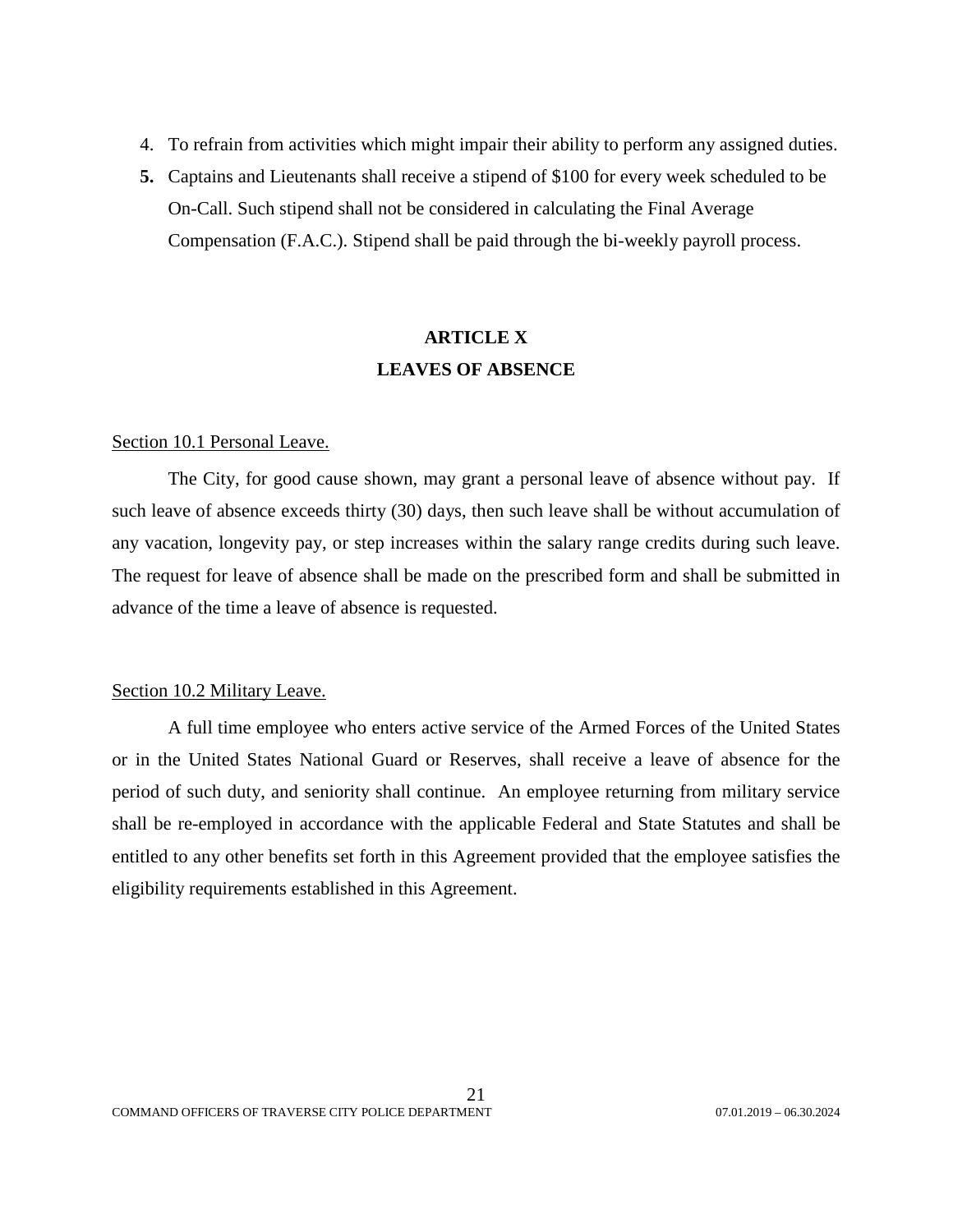4. To refrain from activities which might impair their ability to perform any assigned duties.
5. Captains and Lieutenants shall receive a stipend of $100 for every week scheduled to be On-Call. Such stipend shall not be considered in calculating the Final Average Compensation (F.A.C.). Stipend shall be paid through the bi-weekly payroll process.

## ARTICLE X
## LEAVES OF ABSENCE

Section 10.1 Personal Leave.

The City, for good cause shown, may grant a personal leave of absence without pay. If such leave of absence exceeds thirty (30) days, then such leave shall be without accumulation of any vacation, longevity pay, or step increases within the salary range credits during such leave. The request for leave of absence shall be made on the prescribed form and shall be submitted in advance of the time a leave of absence is requested.

Section 10.2 Military Leave.

A full time employee who enters active service of the Armed Forces of the United States or in the United States National Guard or Reserves, shall receive a leave of absence for the period of such duty, and seniority shall continue. An employee returning from military service shall be re-employed in accordance with the applicable Federal and State Statutes and shall be entitled to any other benefits set forth in this Agreement provided that the employee satisfies the eligibility requirements established in this Agreement.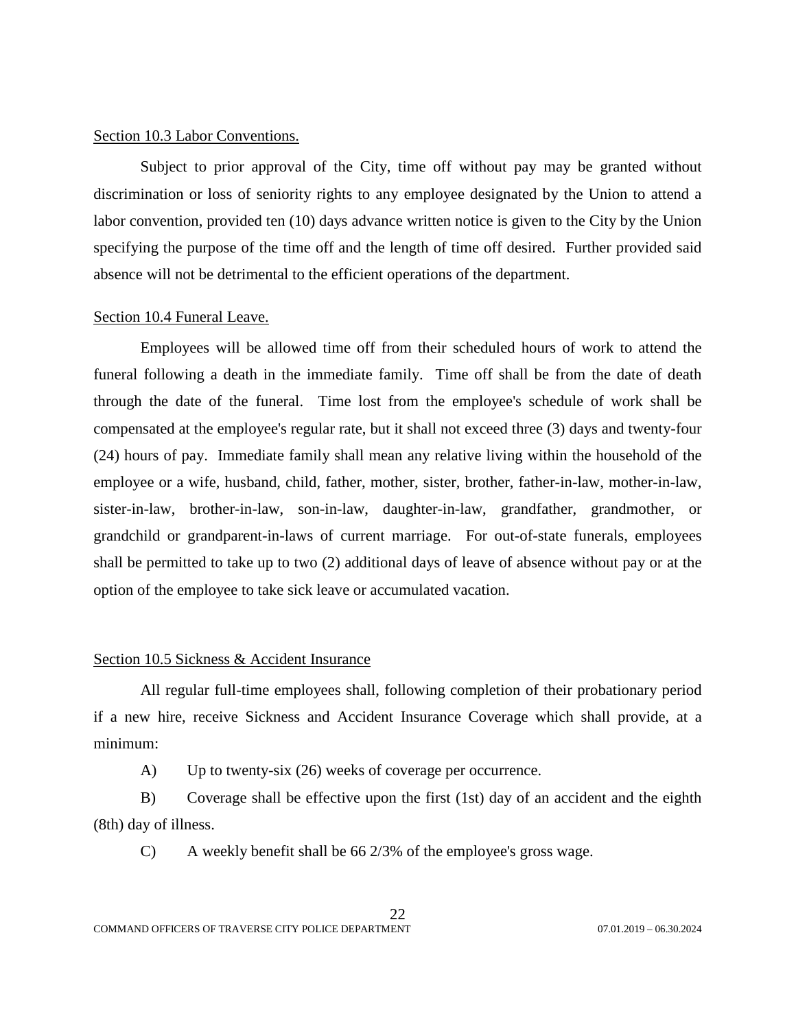<u>Section 10.3 Labor Conventions.</u>

Subject to prior approval of the City, time off without pay may be granted without discrimination or loss of seniority rights to any employee designated by the Union to attend a labor convention, provided ten (10) days advance written notice is given to the City by the Union specifying the purpose of the time off and the length of time off desired. Further provided said absence will not be detrimental to the efficient operations of the department.

<u>Section 10.4 Funeral Leave.</u>

Employees will be allowed time off from their scheduled hours of work to attend the funeral following a death in the immediate family. Time off shall be from the date of death through the date of the funeral. Time lost from the employee's schedule of work shall be compensated at the employee's regular rate, but it shall not exceed three (3) days and twenty-four (24) hours of pay. Immediate family shall mean any relative living within the household of the employee or a wife, husband, child, father, mother, sister, brother, father-in-law, mother-in-law, sister-in-law, brother-in-law, son-in-law, daughter-in-law, grandfather, grandmother, or grandchild or grandparent-in-laws of current marriage. For out-of-state funerals, employees shall be permitted to take up to two (2) additional days of leave of absence without pay or at the option of the employee to take sick leave or accumulated vacation.

<u>Section 10.5 Sickness & Accident Insurance</u>

All regular full-time employees shall, following completion of their probationary period if a new hire, receive Sickness and Accident Insurance Coverage which shall provide, at a minimum:

A) Up to twenty-six (26) weeks of coverage per occurrence.

B) Coverage shall be effective upon the first (1st) day of an accident and the eighth (8th) day of illness.

C) A weekly benefit shall be 66 2/3% of the employee's gross wage.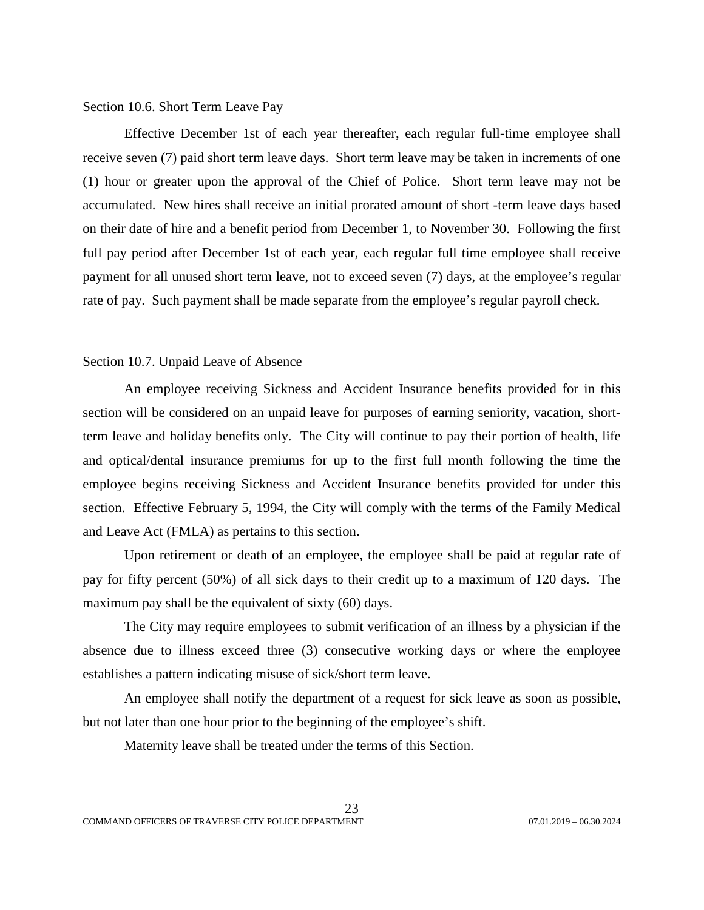Section 10.6. Short Term Leave Pay

Effective December 1st of each year thereafter, each regular full-time employee shall receive seven (7) paid short term leave days. Short term leave may be taken in increments of one (1) hour or greater upon the approval of the Chief of Police. Short term leave may not be accumulated. New hires shall receive an initial prorated amount of short -term leave days based on their date of hire and a benefit period from December 1, to November 30. Following the first full pay period after December 1st of each year, each regular full time employee shall receive payment for all unused short term leave, not to exceed seven (7) days, at the employee's regular rate of pay. Such payment shall be made separate from the employee's regular payroll check.

Section 10.7. Unpaid Leave of Absence

An employee receiving Sickness and Accident Insurance benefits provided for in this section will be considered on an unpaid leave for purposes of earning seniority, vacation, short-term leave and holiday benefits only. The City will continue to pay their portion of health, life and optical/dental insurance premiums for up to the first full month following the time the employee begins receiving Sickness and Accident Insurance benefits provided for under this section. Effective February 5, 1994, the City will comply with the terms of the Family Medical and Leave Act (FMLA) as pertains to this section.

Upon retirement or death of an employee, the employee shall be paid at regular rate of pay for fifty percent (50%) of all sick days to their credit up to a maximum of 120 days. The maximum pay shall be the equivalent of sixty (60) days.

The City may require employees to submit verification of an illness by a physician if the absence due to illness exceed three (3) consecutive working days or where the employee establishes a pattern indicating misuse of sick/short term leave.

An employee shall notify the department of a request for sick leave as soon as possible, but not later than one hour prior to the beginning of the employee's shift.

Maternity leave shall be treated under the terms of this Section.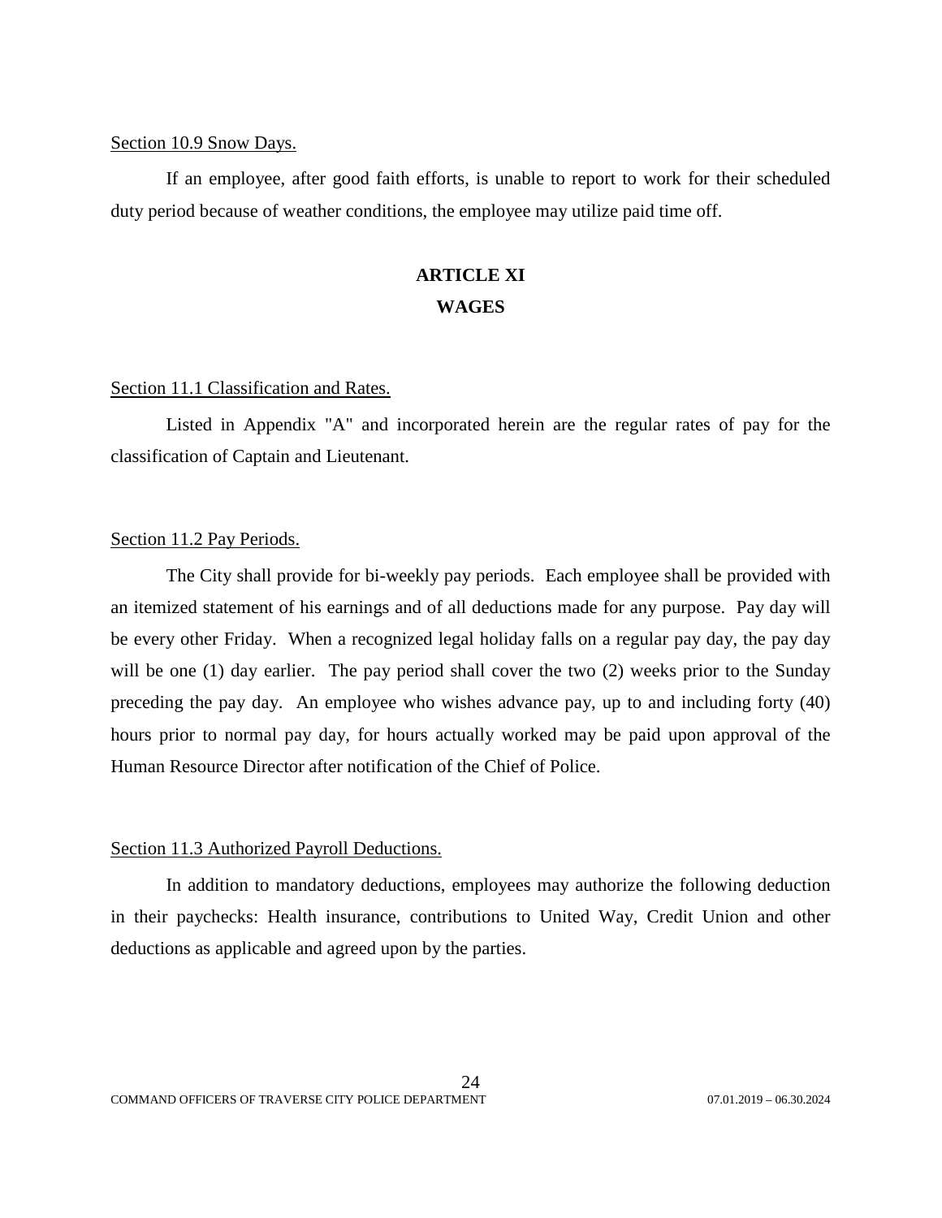Section 10.9 Snow Days.

If an employee, after good faith efforts, is unable to report to work for their scheduled duty period because of weather conditions, the employee may utilize paid time off.

## ARTICLE XI
## WAGES

Section 11.1 Classification and Rates.

Listed in Appendix "A" and incorporated herein are the regular rates of pay for the classification of Captain and Lieutenant.

Section 11.2 Pay Periods.

The City shall provide for bi-weekly pay periods. Each employee shall be provided with an itemized statement of his earnings and of all deductions made for any purpose. Pay day will be every other Friday. When a recognized legal holiday falls on a regular pay day, the pay day will be one (1) day earlier. The pay period shall cover the two (2) weeks prior to the Sunday preceding the pay day. An employee who wishes advance pay, up to and including forty (40) hours prior to normal pay day, for hours actually worked may be paid upon approval of the Human Resource Director after notification of the Chief of Police.

Section 11.3 Authorized Payroll Deductions.

In addition to mandatory deductions, employees may authorize the following deduction in their paychecks: Health insurance, contributions to United Way, Credit Union and other deductions as applicable and agreed upon by the parties.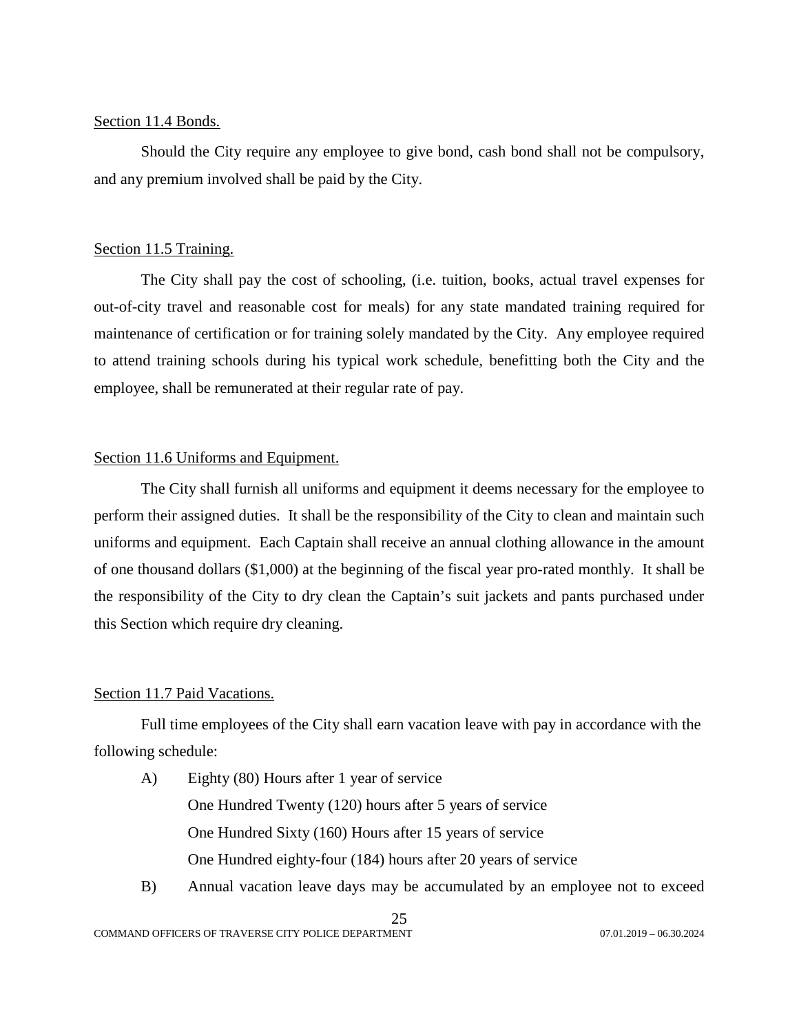Section 11.4 Bonds.

Should the City require any employee to give bond, cash bond shall not be compulsory, and any premium involved shall be paid by the City.

Section 11.5 Training.

The City shall pay the cost of schooling, (i.e. tuition, books, actual travel expenses for out-of-city travel and reasonable cost for meals) for any state mandated training required for maintenance of certification or for training solely mandated by the City. Any employee required to attend training schools during his typical work schedule, benefitting both the City and the employee, shall be remunerated at their regular rate of pay.

Section 11.6 Uniforms and Equipment.

The City shall furnish all uniforms and equipment it deems necessary for the employee to perform their assigned duties. It shall be the responsibility of the City to clean and maintain such uniforms and equipment. Each Captain shall receive an annual clothing allowance in the amount of one thousand dollars ($1,000) at the beginning of the fiscal year pro-rated monthly. It shall be the responsibility of the City to dry clean the Captain's suit jackets and pants purchased under this Section which require dry cleaning.

Section 11.7 Paid Vacations.

Full time employees of the City shall earn vacation leave with pay in accordance with the following schedule:

A) Eighty (80) Hours after 1 year of service
   One Hundred Twenty (120) hours after 5 years of service
   One Hundred Sixty (160) Hours after 15 years of service
   One Hundred eighty-four (184) hours after 20 years of service

B) Annual vacation leave days may be accumulated by an employee not to exceed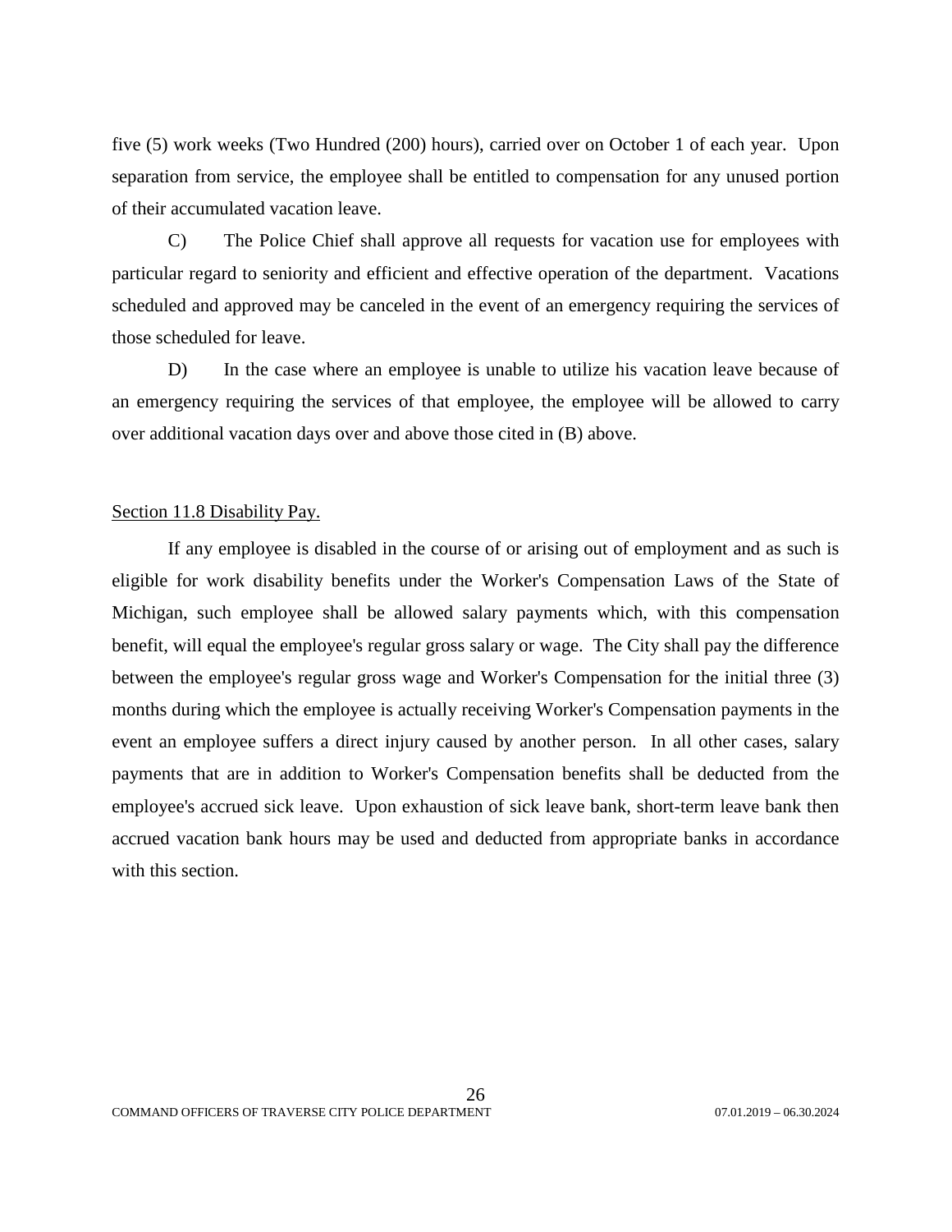five (5) work weeks (Two Hundred (200) hours), carried over on October 1 of each year. Upon separation from service, the employee shall be entitled to compensation for any unused portion of their accumulated vacation leave.

C) The Police Chief shall approve all requests for vacation use for employees with particular regard to seniority and efficient and effective operation of the department. Vacations scheduled and approved may be canceled in the event of an emergency requiring the services of those scheduled for leave.

D) In the case where an employee is unable to utilize his vacation leave because of an emergency requiring the services of that employee, the employee will be allowed to carry over additional vacation days over and above those cited in (B) above.

Section 11.8 Disability Pay.

If any employee is disabled in the course of or arising out of employment and as such is eligible for work disability benefits under the Worker's Compensation Laws of the State of Michigan, such employee shall be allowed salary payments which, with this compensation benefit, will equal the employee's regular gross salary or wage. The City shall pay the difference between the employee's regular gross wage and Worker's Compensation for the initial three (3) months during which the employee is actually receiving Worker's Compensation payments in the event an employee suffers a direct injury caused by another person. In all other cases, salary payments that are in addition to Worker's Compensation benefits shall be deducted from the employee's accrued sick leave. Upon exhaustion of sick leave bank, short-term leave bank then accrued vacation bank hours may be used and deducted from appropriate banks in accordance with this section.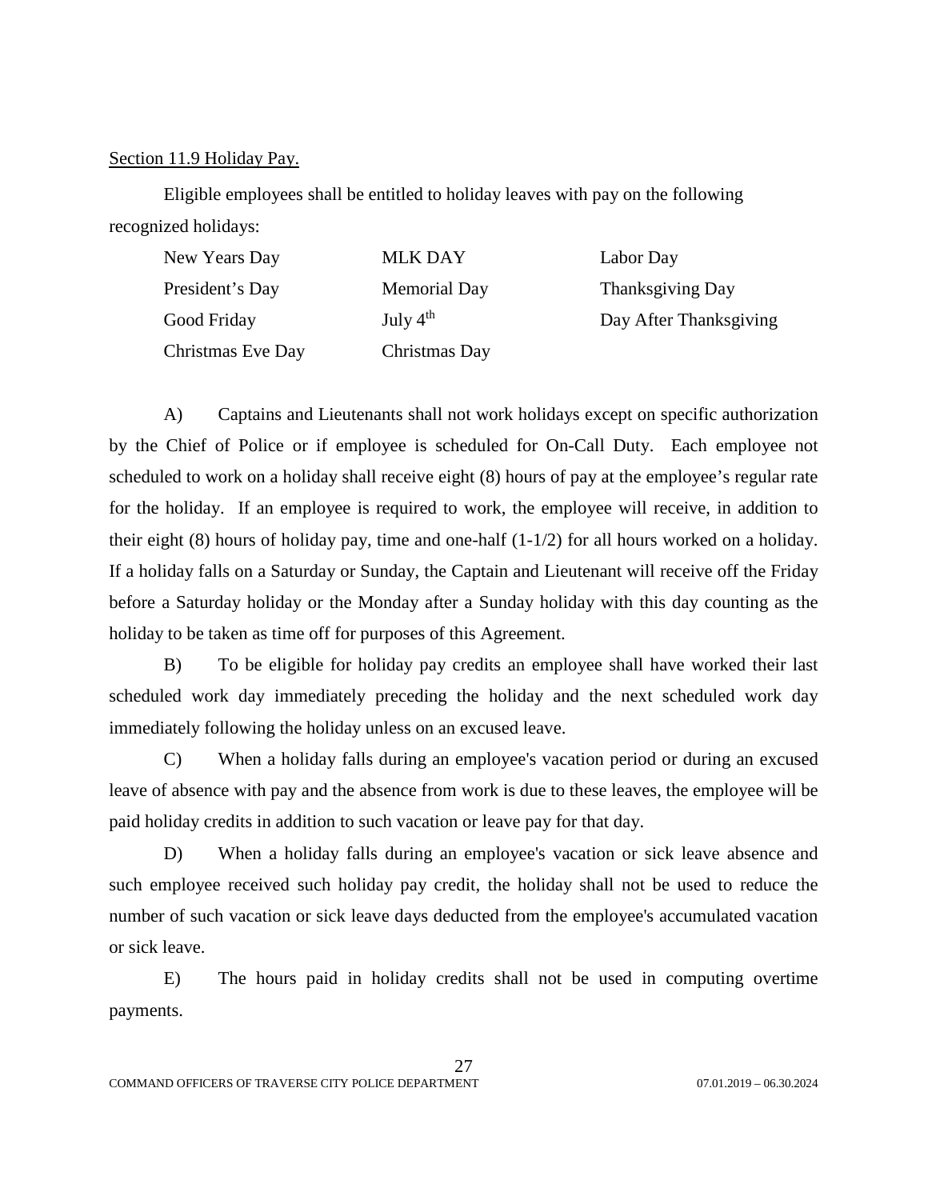Section 11.9 Holiday Pay.

Eligible employees shall be entitled to holiday leaves with pay on the following recognized holidays:

| | | |
|---|---|---|
| New Years Day | MLK DAY | Labor Day |
| President's Day | Memorial Day | Thanksgiving Day |
| Good Friday | July $4^{th}$ | Day After Thanksgiving |
| Christmas Eve Day | Christmas Day | |

A) Captains and Lieutenants shall not work holidays except on specific authorization by the Chief of Police or if employee is scheduled for On-Call Duty. Each employee not scheduled to work on a holiday shall receive eight (8) hours of pay at the employee's regular rate for the holiday. If an employee is required to work, the employee will receive, in addition to their eight (8) hours of holiday pay, time and one-half (1-1/2) for all hours worked on a holiday. If a holiday falls on a Saturday or Sunday, the Captain and Lieutenant will receive off the Friday before a Saturday holiday or the Monday after a Sunday holiday with this day counting as the holiday to be taken as time off for purposes of this Agreement.

B) To be eligible for holiday pay credits an employee shall have worked their last scheduled work day immediately preceding the holiday and the next scheduled work day immediately following the holiday unless on an excused leave.

C) When a holiday falls during an employee's vacation period or during an excused leave of absence with pay and the absence from work is due to these leaves, the employee will be paid holiday credits in addition to such vacation or leave pay for that day.

D) When a holiday falls during an employee's vacation or sick leave absence and such employee received such holiday pay credit, the holiday shall not be used to reduce the number of such vacation or sick leave days deducted from the employee's accumulated vacation or sick leave.

E) The hours paid in holiday credits shall not be used in computing overtime payments.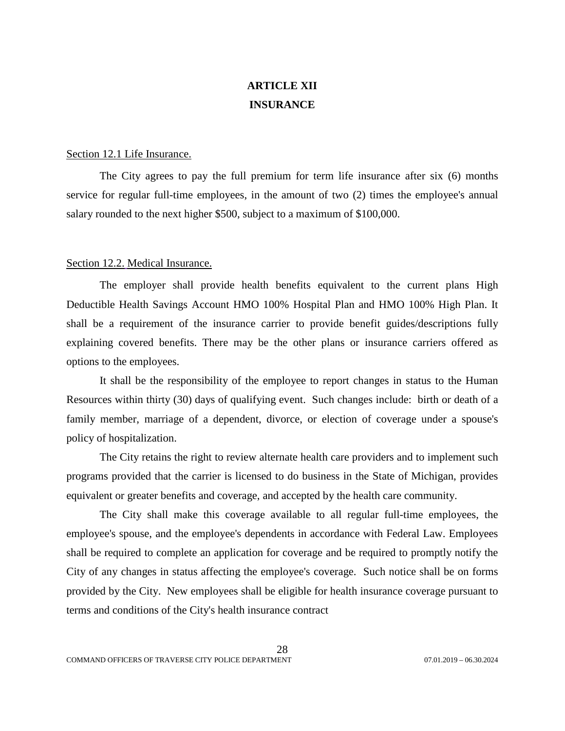# ARTICLE XII
# INSURANCE

Section 12.1 Life Insurance.

The City agrees to pay the full premium for term life insurance after six (6) months service for regular full-time employees, in the amount of two (2) times the employee's annual salary rounded to the next higher $500, subject to a maximum of $100,000.

Section 12.2. Medical Insurance.

The employer shall provide health benefits equivalent to the current plans High Deductible Health Savings Account HMO 100% Hospital Plan and HMO 100% High Plan. It shall be a requirement of the insurance carrier to provide benefit guides/descriptions fully explaining covered benefits. There may be the other plans or insurance carriers offered as options to the employees.

It shall be the responsibility of the employee to report changes in status to the Human Resources within thirty (30) days of qualifying event. Such changes include: birth or death of a family member, marriage of a dependent, divorce, or election of coverage under a spouse's policy of hospitalization.

The City retains the right to review alternate health care providers and to implement such programs provided that the carrier is licensed to do business in the State of Michigan, provides equivalent or greater benefits and coverage, and accepted by the health care community.

The City shall make this coverage available to all regular full-time employees, the employee's spouse, and the employee's dependents in accordance with Federal Law. Employees shall be required to complete an application for coverage and be required to promptly notify the City of any changes in status affecting the employee's coverage. Such notice shall be on forms provided by the City. New employees shall be eligible for health insurance coverage pursuant to terms and conditions of the City's health insurance contract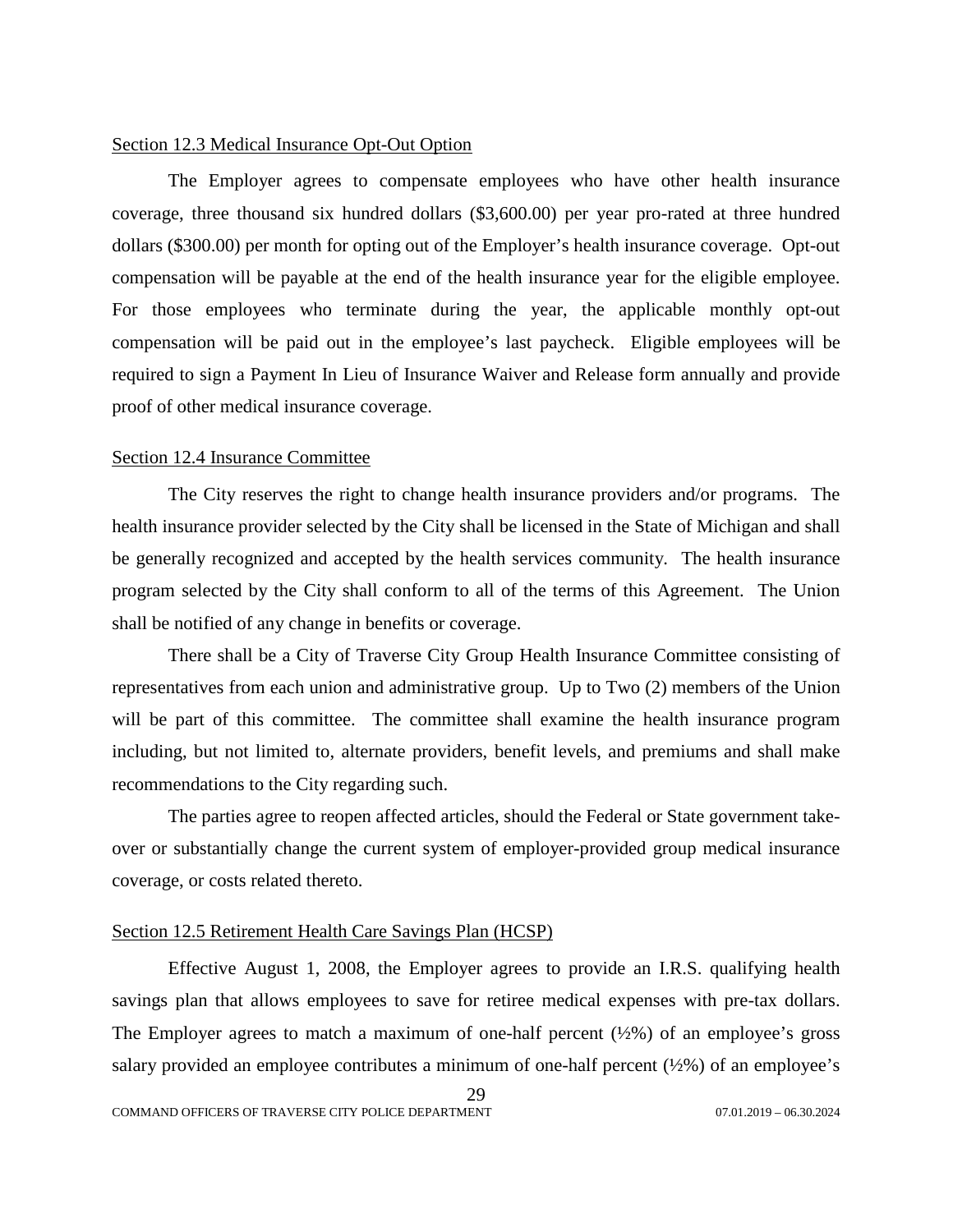Section 12.3 Medical Insurance Opt-Out Option

The Employer agrees to compensate employees who have other health insurance coverage, three thousand six hundred dollars ($3,600.00) per year pro-rated at three hundred dollars ($300.00) per month for opting out of the Employer's health insurance coverage. Opt-out compensation will be payable at the end of the health insurance year for the eligible employee. For those employees who terminate during the year, the applicable monthly opt-out compensation will be paid out in the employee's last paycheck. Eligible employees will be required to sign a Payment In Lieu of Insurance Waiver and Release form annually and provide proof of other medical insurance coverage.

Section 12.4 Insurance Committee

The City reserves the right to change health insurance providers and/or programs. The health insurance provider selected by the City shall be licensed in the State of Michigan and shall be generally recognized and accepted by the health services community. The health insurance program selected by the City shall conform to all of the terms of this Agreement. The Union shall be notified of any change in benefits or coverage.

There shall be a City of Traverse City Group Health Insurance Committee consisting of representatives from each union and administrative group. Up to Two (2) members of the Union will be part of this committee. The committee shall examine the health insurance program including, but not limited to, alternate providers, benefit levels, and premiums and shall make recommendations to the City regarding such.

The parties agree to reopen affected articles, should the Federal or State government take-over or substantially change the current system of employer-provided group medical insurance coverage, or costs related thereto.

Section 12.5 Retirement Health Care Savings Plan (HCSP)

Effective August 1, 2008, the Employer agrees to provide an I.R.S. qualifying health savings plan that allows employees to save for retiree medical expenses with pre-tax dollars. The Employer agrees to match a maximum of one-half percent (½%) of an employee's gross salary provided an employee contributes a minimum of one-half percent (½%) of an employee's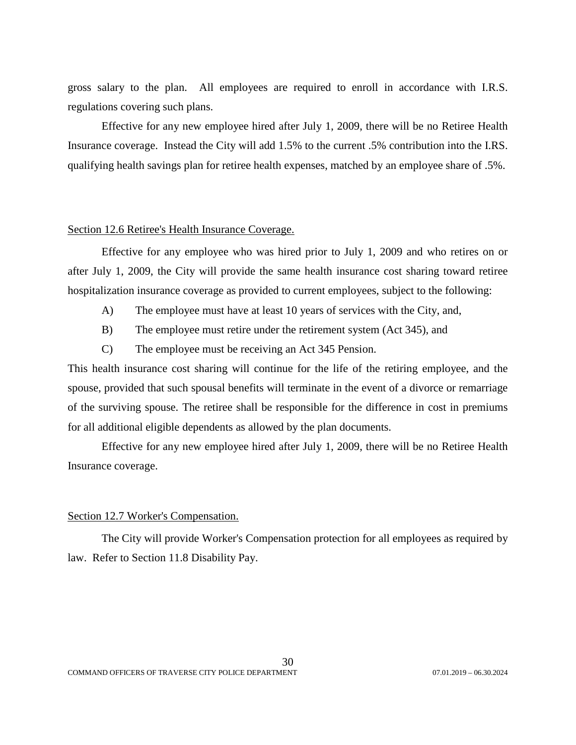gross salary to the plan. All employees are required to enroll in accordance with I.R.S. regulations covering such plans.

Effective for any new employee hired after July 1, 2009, there will be no Retiree Health Insurance coverage. Instead the City will add 1.5% to the current .5% contribution into the I.RS. qualifying health savings plan for retiree health expenses, matched by an employee share of .5%.

Section 12.6 Retiree's Health Insurance Coverage.

Effective for any employee who was hired prior to July 1, 2009 and who retires on or after July 1, 2009, the City will provide the same health insurance cost sharing toward retiree hospitalization insurance coverage as provided to current employees, subject to the following:

A) The employee must have at least 10 years of services with the City, and,

B) The employee must retire under the retirement system (Act 345), and

C) The employee must be receiving an Act 345 Pension.

This health insurance cost sharing will continue for the life of the retiring employee, and the spouse, provided that such spousal benefits will terminate in the event of a divorce or remarriage of the surviving spouse. The retiree shall be responsible for the difference in cost in premiums for all additional eligible dependents as allowed by the plan documents.

Effective for any new employee hired after July 1, 2009, there will be no Retiree Health Insurance coverage.

Section 12.7 Worker's Compensation.

The City will provide Worker's Compensation protection for all employees as required by law. Refer to Section 11.8 Disability Pay.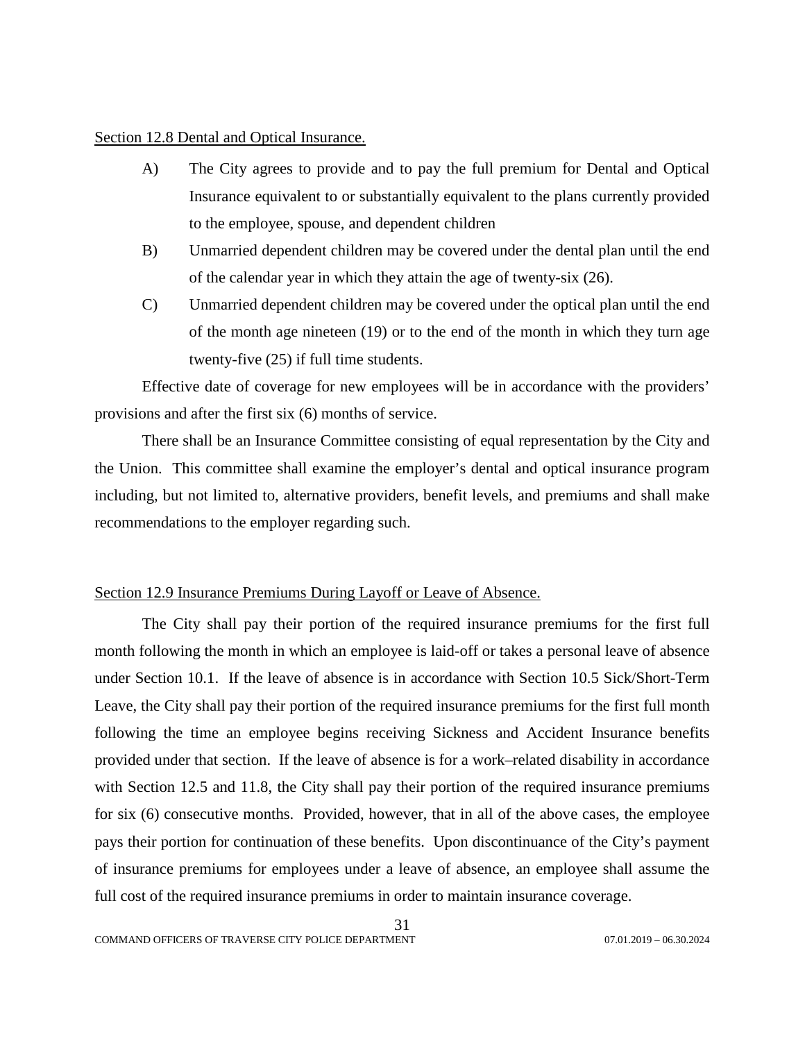Section 12.8 Dental and Optical Insurance.

A) The City agrees to provide and to pay the full premium for Dental and Optical Insurance equivalent to or substantially equivalent to the plans currently provided to the employee, spouse, and dependent children

B) Unmarried dependent children may be covered under the dental plan until the end of the calendar year in which they attain the age of twenty-six (26).

C) Unmarried dependent children may be covered under the optical plan until the end of the month age nineteen (19) or to the end of the month in which they turn age twenty-five (25) if full time students.

Effective date of coverage for new employees will be in accordance with the providers' provisions and after the first six (6) months of service.

There shall be an Insurance Committee consisting of equal representation by the City and the Union. This committee shall examine the employer's dental and optical insurance program including, but not limited to, alternative providers, benefit levels, and premiums and shall make recommendations to the employer regarding such.

Section 12.9 Insurance Premiums During Layoff or Leave of Absence.

The City shall pay their portion of the required insurance premiums for the first full month following the month in which an employee is laid-off or takes a personal leave of absence under Section 10.1. If the leave of absence is in accordance with Section 10.5 Sick/Short-Term Leave, the City shall pay their portion of the required insurance premiums for the first full month following the time an employee begins receiving Sickness and Accident Insurance benefits provided under that section. If the leave of absence is for a work–related disability in accordance with Section 12.5 and 11.8, the City shall pay their portion of the required insurance premiums for six (6) consecutive months. Provided, however, that in all of the above cases, the employee pays their portion for continuation of these benefits. Upon discontinuance of the City's payment of insurance premiums for employees under a leave of absence, an employee shall assume the full cost of the required insurance premiums in order to maintain insurance coverage.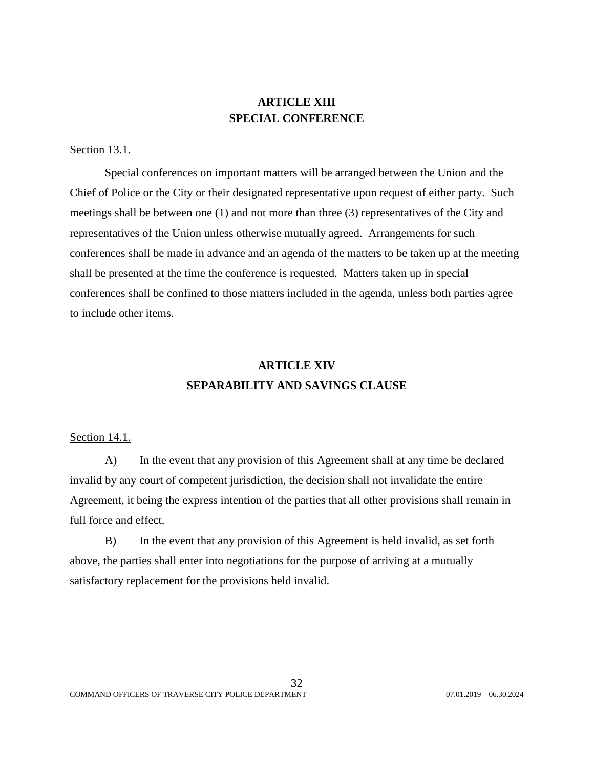## ARTICLE XIII
## SPECIAL CONFERENCE

Section 13.1.

Special conferences on important matters will be arranged between the Union and the Chief of Police or the City or their designated representative upon request of either party. Such meetings shall be between one (1) and not more than three (3) representatives of the City and representatives of the Union unless otherwise mutually agreed. Arrangements for such conferences shall be made in advance and an agenda of the matters to be taken up at the meeting shall be presented at the time the conference is requested. Matters taken up in special conferences shall be confined to those matters included in the agenda, unless both parties agree to include other items.

## ARTICLE XIV
## SEPARABILITY AND SAVINGS CLAUSE

Section 14.1.

A) In the event that any provision of this Agreement shall at any time be declared invalid by any court of competent jurisdiction, the decision shall not invalidate the entire Agreement, it being the express intention of the parties that all other provisions shall remain in full force and effect.

B) In the event that any provision of this Agreement is held invalid, as set forth above, the parties shall enter into negotiations for the purpose of arriving at a mutually satisfactory replacement for the provisions held invalid.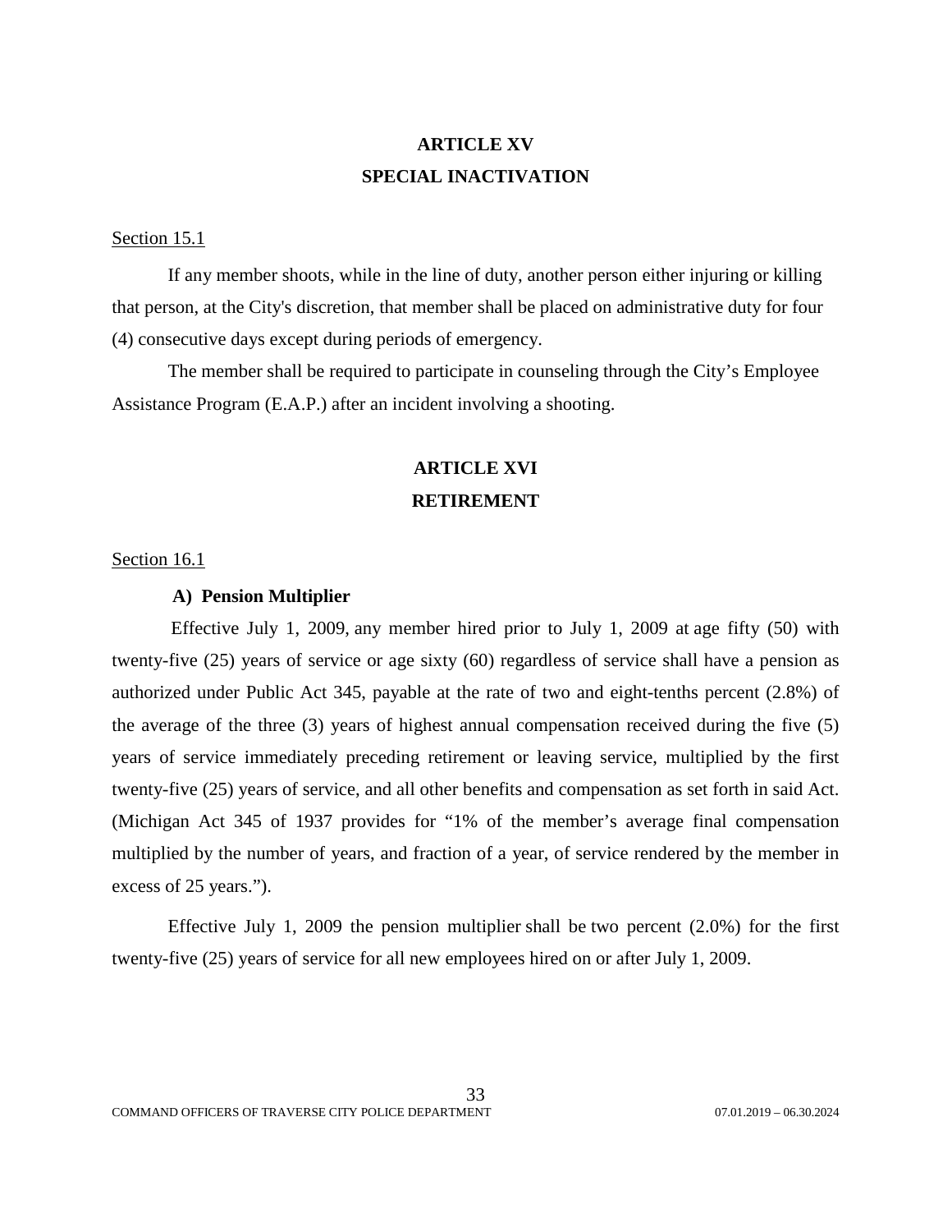## ARTICLE XV
## SPECIAL INACTIVATION

Section 15.1

If any member shoots, while in the line of duty, another person either injuring or killing that person, at the City's discretion, that member shall be placed on administrative duty for four (4) consecutive days except during periods of emergency.

The member shall be required to participate in counseling through the City's Employee Assistance Program (E.A.P.) after an incident involving a shooting.

## ARTICLE XVI
## RETIREMENT

Section 16.1

**A) Pension Multiplier**

Effective July 1, 2009, any member hired prior to July 1, 2009 at age fifty (50) with twenty-five (25) years of service or age sixty (60) regardless of service shall have a pension as authorized under Public Act 345, payable at the rate of two and eight-tenths percent (2.8%) of the average of the three (3) years of highest annual compensation received during the five (5) years of service immediately preceding retirement or leaving service, multiplied by the first twenty-five (25) years of service, and all other benefits and compensation as set forth in said Act. (Michigan Act 345 of 1937 provides for "1% of the member's average final compensation multiplied by the number of years, and fraction of a year, of service rendered by the member in excess of 25 years.").

Effective July 1, 2009 the pension multiplier shall be two percent (2.0%) for the first twenty-five (25) years of service for all new employees hired on or after July 1, 2009.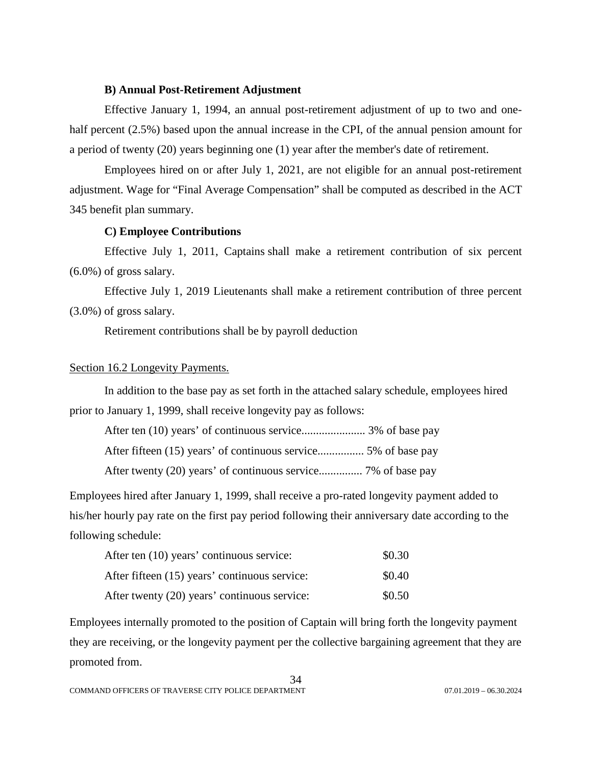**B) Annual Post-Retirement Adjustment**

Effective January 1, 1994, an annual post-retirement adjustment of up to two and one-half percent (2.5%) based upon the annual increase in the CPI, of the annual pension amount for a period of twenty (20) years beginning one (1) year after the member's date of retirement.

Employees hired on or after July 1, 2021, are not eligible for an annual post-retirement adjustment. Wage for "Final Average Compensation" shall be computed as described in the ACT 345 benefit plan summary.

**C) Employee Contributions**

Effective July 1, 2011, Captains shall make a retirement contribution of six percent (6.0%) of gross salary.

Effective July 1, 2019 Lieutenants shall make a retirement contribution of three percent (3.0%) of gross salary.

Retirement contributions shall be by payroll deduction

Section 16.2 Longevity Payments.

In addition to the base pay as set forth in the attached salary schedule, employees hired prior to January 1, 1999, shall receive longevity pay as follows:

After ten (10) years' of continuous service...................... 3% of base pay

After fifteen (15) years' of continuous service................ 5% of base pay

After twenty (20) years' of continuous service............... 7% of base pay

Employees hired after January 1, 1999, shall receive a pro-rated longevity payment added to his/her hourly pay rate on the first pay period following their anniversary date according to the following schedule:

| | |
|---|---|
| After ten (10) years' continuous service: | \$0.30 |
| After fifteen (15) years' continuous service: | \$0.40 |
| After twenty (20) years' continuous service: | \$0.50 |

Employees internally promoted to the position of Captain will bring forth the longevity payment they are receiving, or the longevity payment per the collective bargaining agreement that they are promoted from.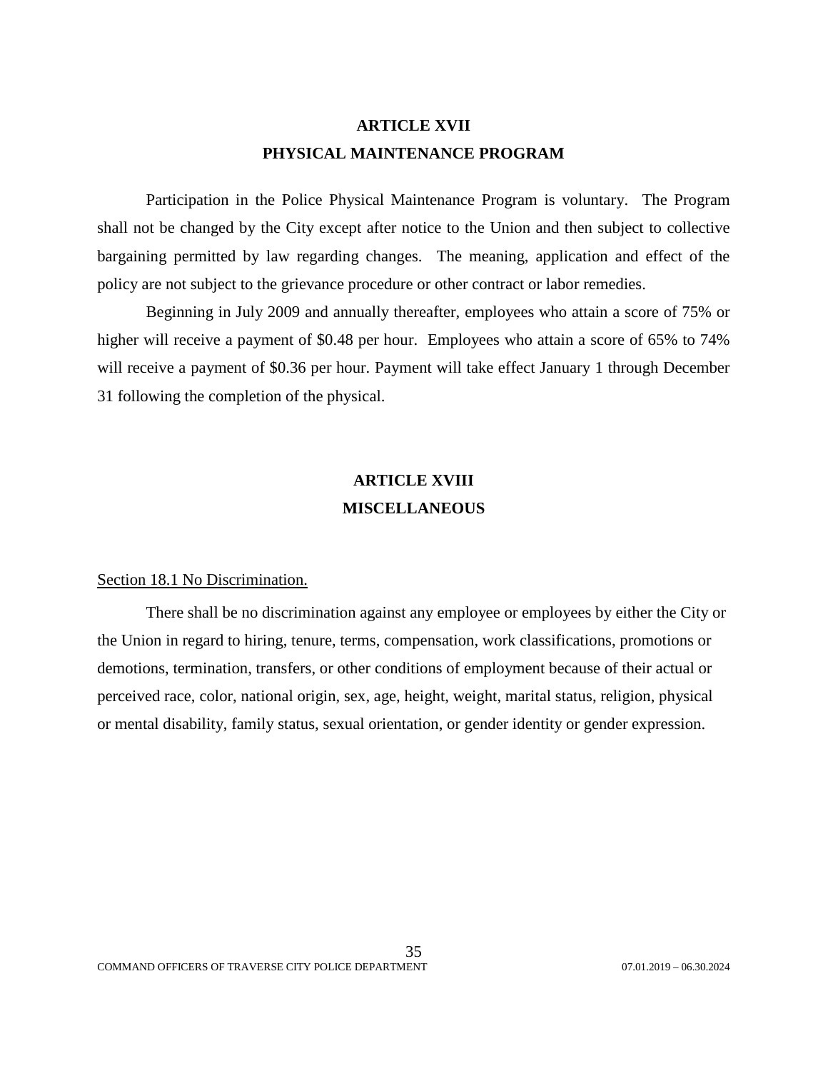## ARTICLE XVII
## PHYSICAL MAINTENANCE PROGRAM

Participation in the Police Physical Maintenance Program is voluntary. The Program shall not be changed by the City except after notice to the Union and then subject to collective bargaining permitted by law regarding changes. The meaning, application and effect of the policy are not subject to the grievance procedure or other contract or labor remedies.

Beginning in July 2009 and annually thereafter, employees who attain a score of 75% or higher will receive a payment of $0.48 per hour. Employees who attain a score of 65% to 74% will receive a payment of $0.36 per hour. Payment will take effect January 1 through December 31 following the completion of the physical.

## ARTICLE XVIII
## MISCELLANEOUS

Section 18.1 No Discrimination.

There shall be no discrimination against any employee or employees by either the City or the Union in regard to hiring, tenure, terms, compensation, work classifications, promotions or demotions, termination, transfers, or other conditions of employment because of their actual or perceived race, color, national origin, sex, age, height, weight, marital status, religion, physical or mental disability, family status, sexual orientation, or gender identity or gender expression.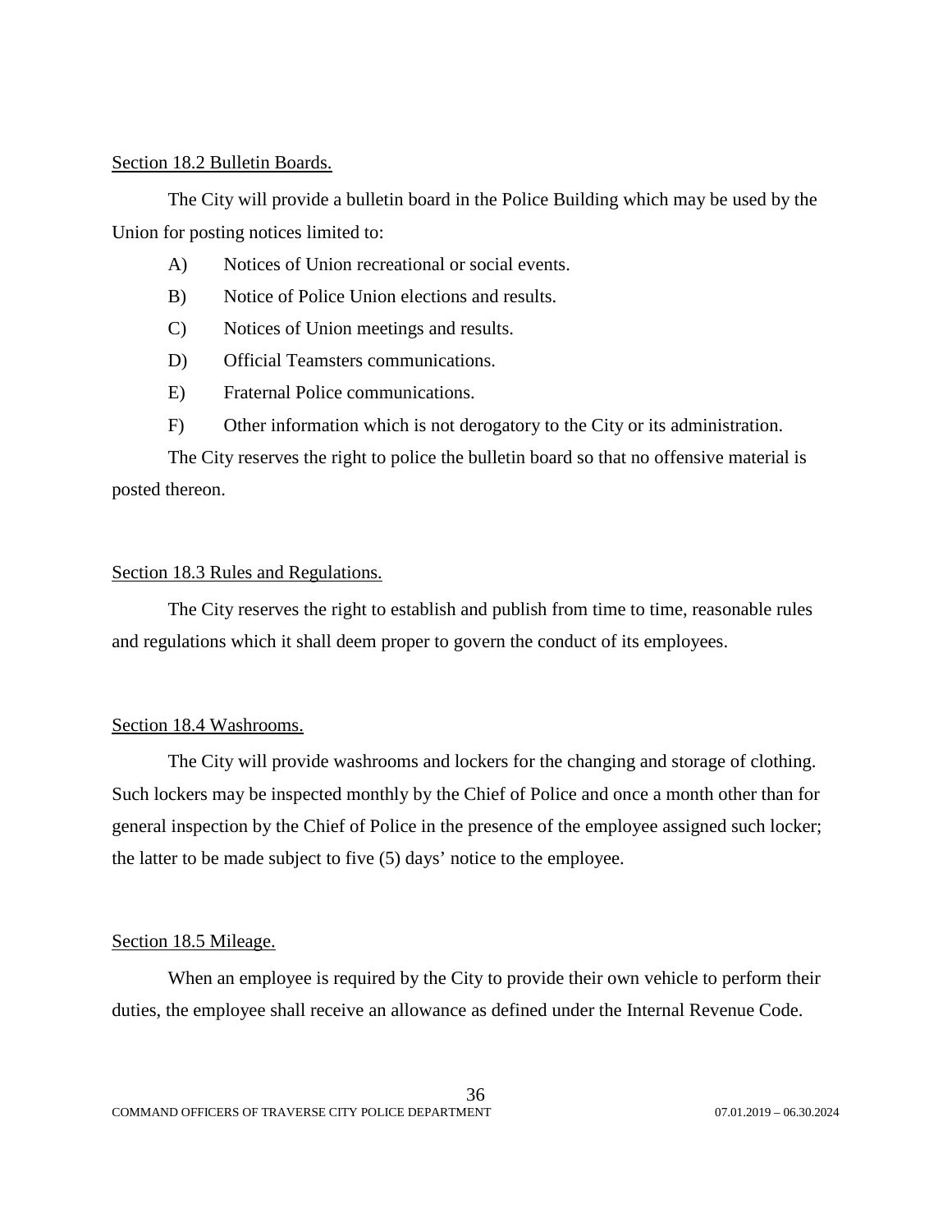Section 18.2 Bulletin Boards.

The City will provide a bulletin board in the Police Building which may be used by the Union for posting notices limited to:

A) Notices of Union recreational or social events.

B) Notice of Police Union elections and results.

C) Notices of Union meetings and results.

D) Official Teamsters communications.

E) Fraternal Police communications.

F) Other information which is not derogatory to the City or its administration.

The City reserves the right to police the bulletin board so that no offensive material is posted thereon.

Section 18.3 Rules and Regulations.

The City reserves the right to establish and publish from time to time, reasonable rules and regulations which it shall deem proper to govern the conduct of its employees.

Section 18.4 Washrooms.

The City will provide washrooms and lockers for the changing and storage of clothing. Such lockers may be inspected monthly by the Chief of Police and once a month other than for general inspection by the Chief of Police in the presence of the employee assigned such locker; the latter to be made subject to five (5) days' notice to the employee.

Section 18.5 Mileage.

When an employee is required by the City to provide their own vehicle to perform their duties, the employee shall receive an allowance as defined under the Internal Revenue Code.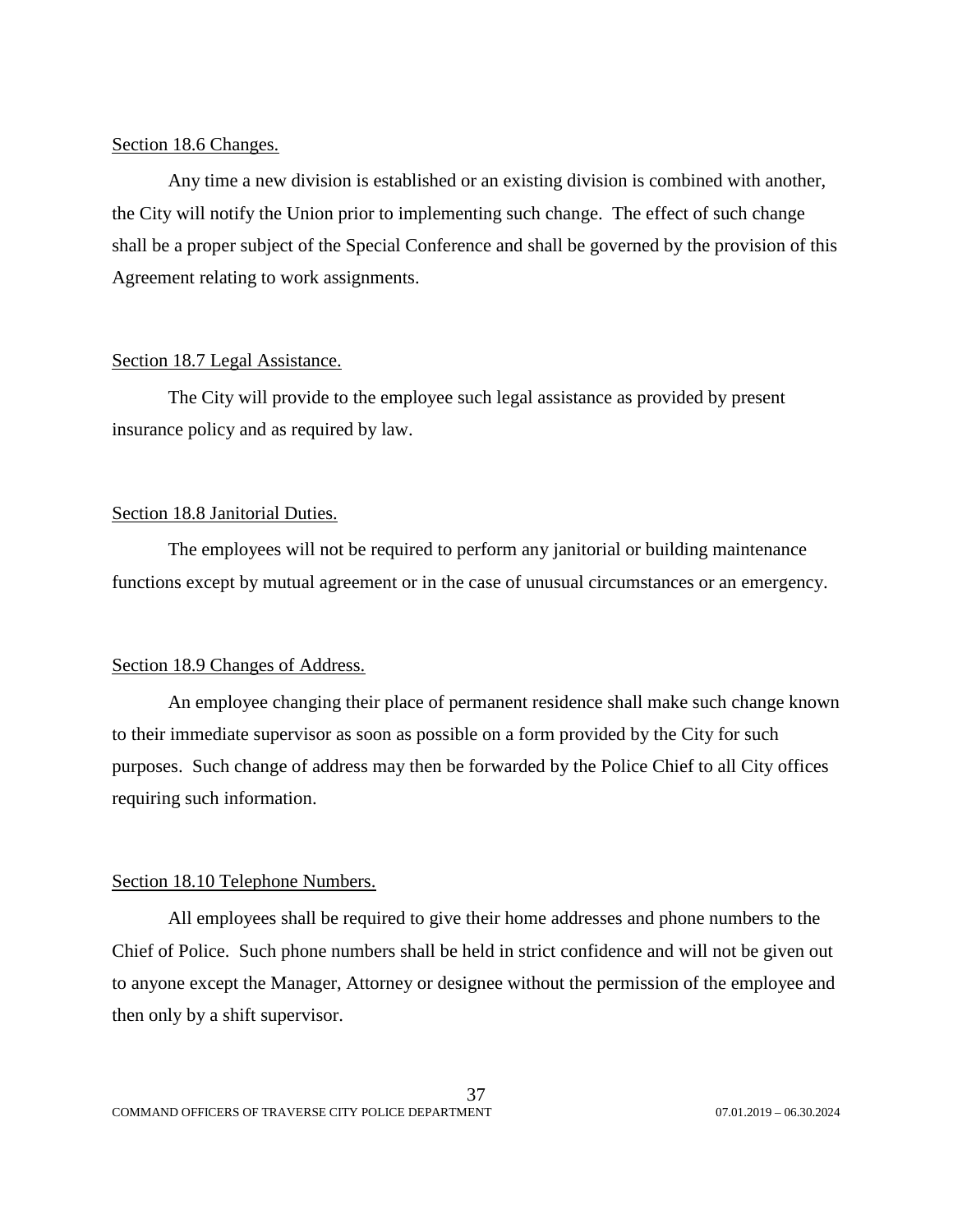Section 18.6 Changes.

Any time a new division is established or an existing division is combined with another, the City will notify the Union prior to implementing such change. The effect of such change shall be a proper subject of the Special Conference and shall be governed by the provision of this Agreement relating to work assignments.

Section 18.7 Legal Assistance.

The City will provide to the employee such legal assistance as provided by present insurance policy and as required by law.

Section 18.8 Janitorial Duties.

The employees will not be required to perform any janitorial or building maintenance functions except by mutual agreement or in the case of unusual circumstances or an emergency.

Section 18.9 Changes of Address.

An employee changing their place of permanent residence shall make such change known to their immediate supervisor as soon as possible on a form provided by the City for such purposes. Such change of address may then be forwarded by the Police Chief to all City offices requiring such information.

Section 18.10 Telephone Numbers.

All employees shall be required to give their home addresses and phone numbers to the Chief of Police. Such phone numbers shall be held in strict confidence and will not be given out to anyone except the Manager, Attorney or designee without the permission of the employee and then only by a shift supervisor.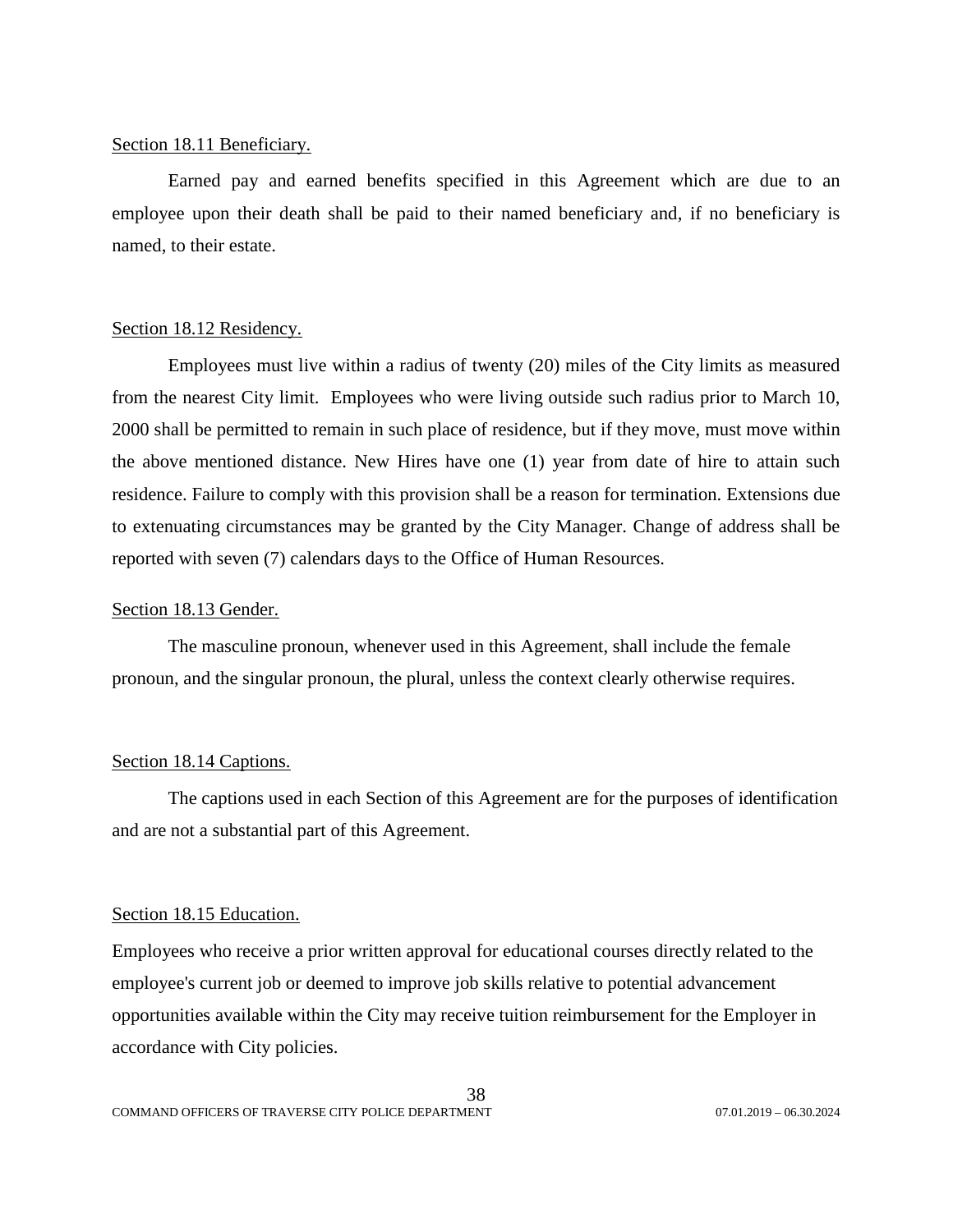Section 18.11 Beneficiary.

Earned pay and earned benefits specified in this Agreement which are due to an employee upon their death shall be paid to their named beneficiary and, if no beneficiary is named, to their estate.

Section 18.12 Residency.

Employees must live within a radius of twenty (20) miles of the City limits as measured from the nearest City limit. Employees who were living outside such radius prior to March 10, 2000 shall be permitted to remain in such place of residence, but if they move, must move within the above mentioned distance. New Hires have one (1) year from date of hire to attain such residence. Failure to comply with this provision shall be a reason for termination. Extensions due to extenuating circumstances may be granted by the City Manager. Change of address shall be reported with seven (7) calendars days to the Office of Human Resources.

Section 18.13 Gender.

The masculine pronoun, whenever used in this Agreement, shall include the female pronoun, and the singular pronoun, the plural, unless the context clearly otherwise requires.

Section 18.14 Captions.

The captions used in each Section of this Agreement are for the purposes of identification and are not a substantial part of this Agreement.

Section 18.15 Education.

Employees who receive a prior written approval for educational courses directly related to the employee's current job or deemed to improve job skills relative to potential advancement opportunities available within the City may receive tuition reimbursement for the Employer in accordance with City policies.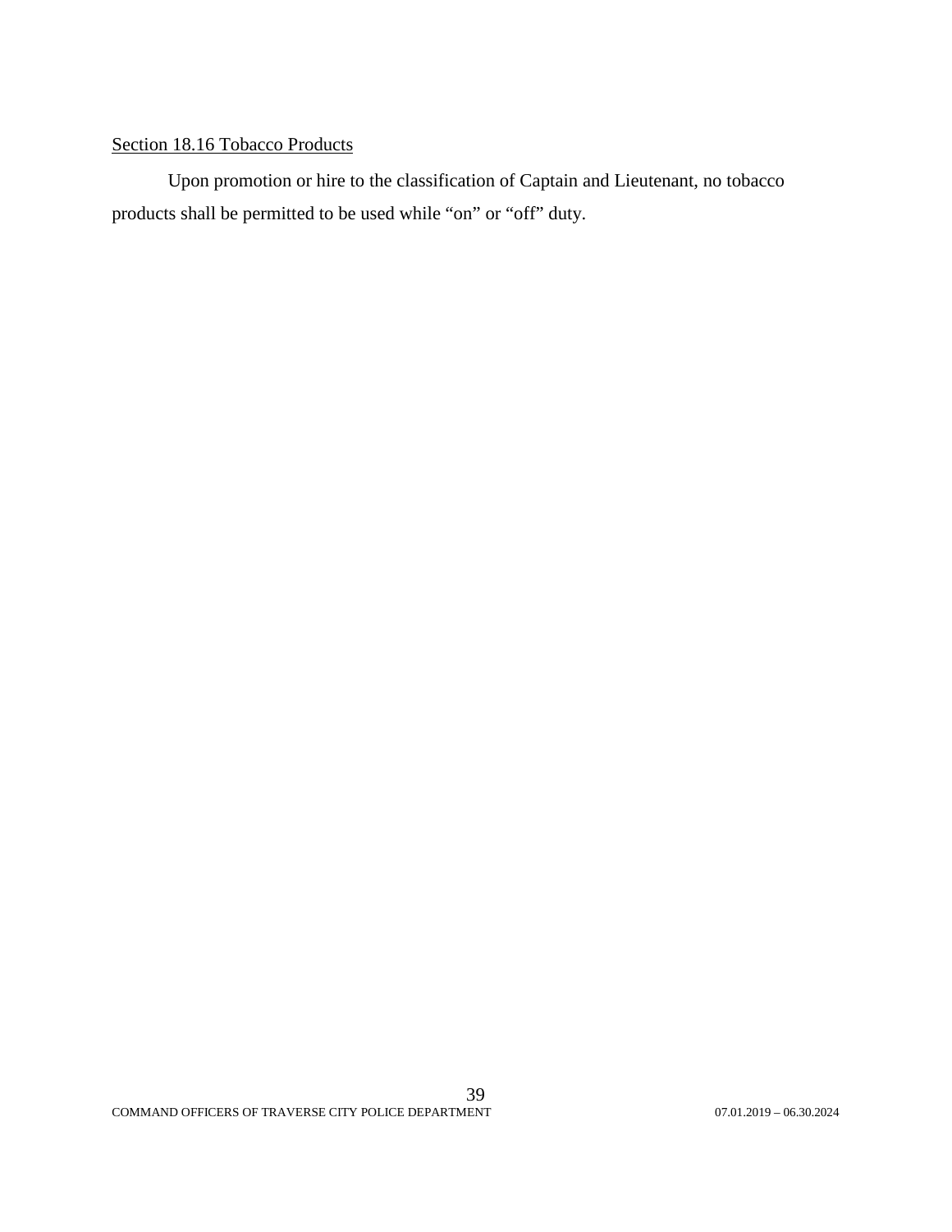<u>Section 18.16 Tobacco Products</u>

Upon promotion or hire to the classification of Captain and Lieutenant, no tobacco products shall be permitted to be used while “on” or “off” duty.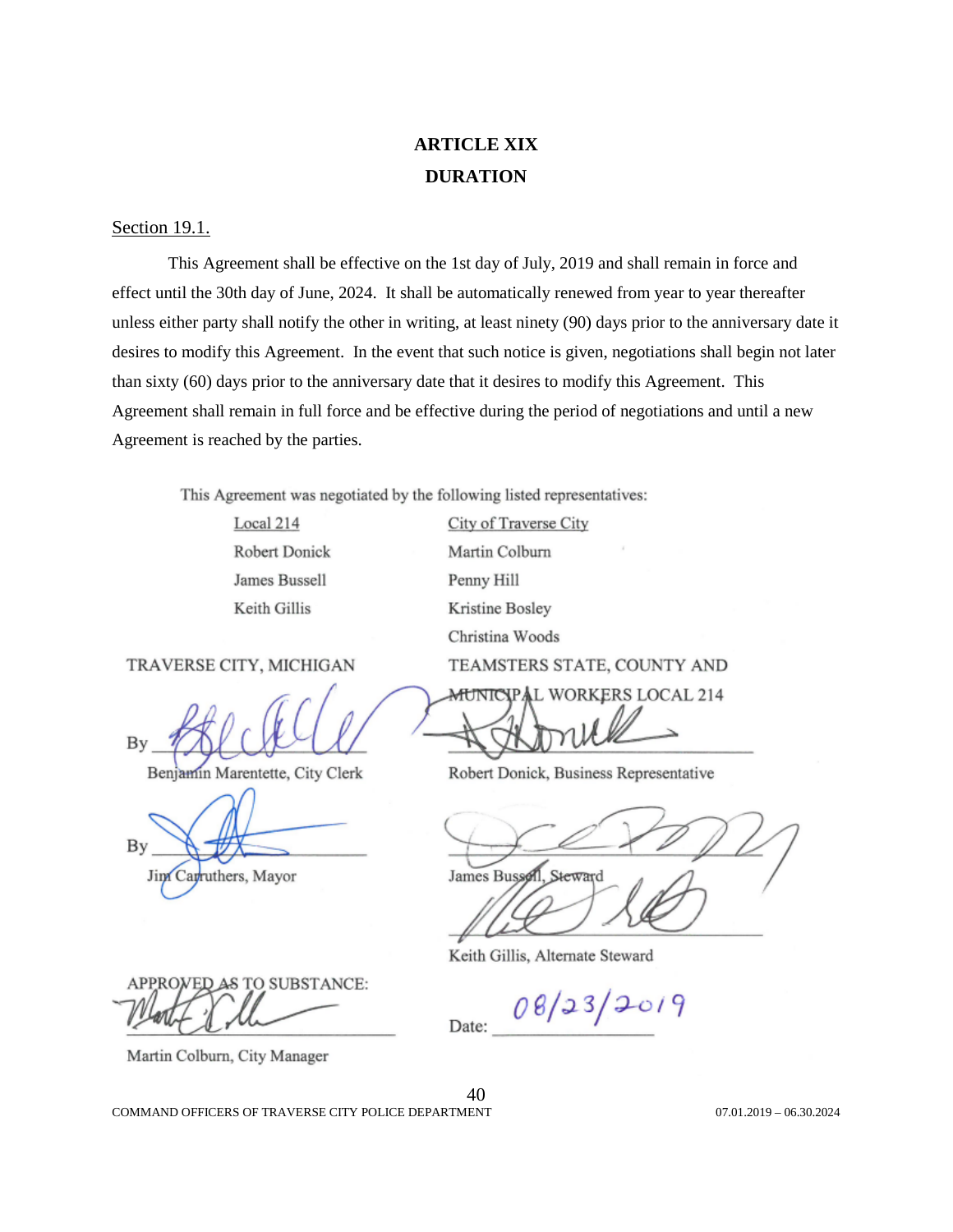# ARTICLE XIX
## DURATION

Section 19.1.

This Agreement shall be effective on the 1st day of July, 2019 and shall remain in force and effect until the 30th day of June, 2024. It shall be automatically renewed from year to year thereafter unless either party shall notify the other in writing, at least ninety (90) days prior to the anniversary date it desires to modify this Agreement. In the event that such notice is given, negotiations shall begin not later than sixty (60) days prior to the anniversary date that it desires to modify this Agreement. This Agreement shall remain in full force and be effective during the period of negotiations and until a new Agreement is reached by the parties.

This Agreement was negotiated by the following listed representatives:

| Local 214 | City of Traverse City |
|---|---|
| Robert Donick | Martin Colburn |
| James Bussell | Penny Hill |
| Keith Gillis | Kristine Bosley |
| | Christina Woods |

TRAVERSE CITY, MICHIGAN

By ______________________
Benjamin Marentette, City Clerk

By ______________________
Jim Carruthers, Mayor

TEAMSTERS STATE, COUNTY AND MUNICIPAL WORKERS LOCAL 214

______________________
Robert Donick, Business Representative

______________________
James Bussell, Steward

______________________
Keith Gillis, Alternate Steward

APPROVED AS TO SUBSTANCE:

______________________
Martin Colburn, City Manager

Date: 08/23/2019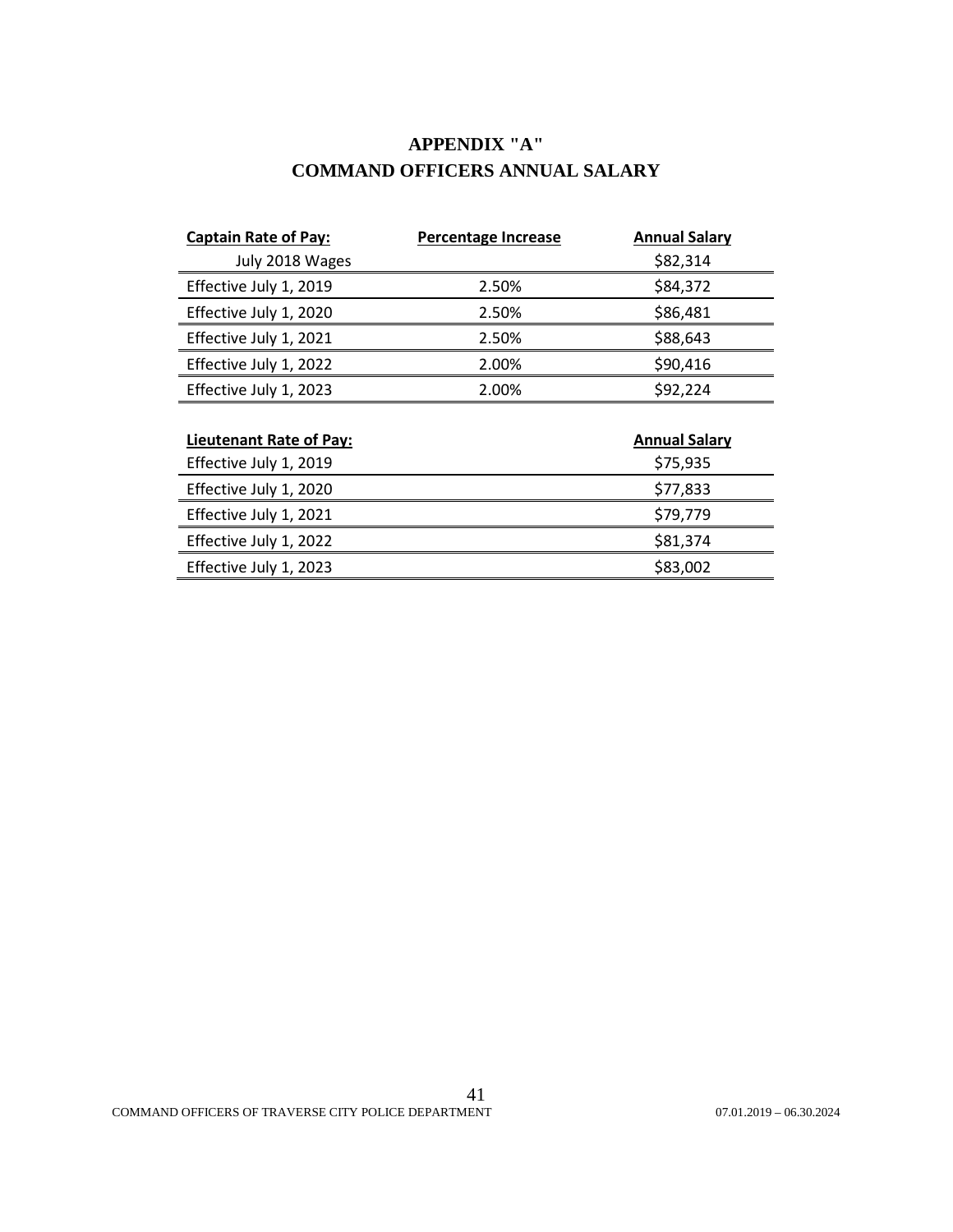# APPENDIX "A"
# COMMAND OFFICERS ANNUAL SALARY

| Captain Rate of Pay: | Percentage Increase | Annual Salary |
|---|---|---|
| July 2018 Wages | | $82,314 |
| Effective July 1, 2019 | 2.50% | $84,372 |
| Effective July 1, 2020 | 2.50% | $86,481 |
| Effective July 1, 2021 | 2.50% | $88,643 |
| Effective July 1, 2022 | 2.00% | $90,416 |
| Effective July 1, 2023 | 2.00% | $92,224 |

| Lieutenant Rate of Pay: | Annual Salary |
|---|---|
| Effective July 1, 2019 | $75,935 |
| Effective July 1, 2020 | $77,833 |
| Effective July 1, 2021 | $79,779 |
| Effective July 1, 2022 | $81,374 |
| Effective July 1, 2023 | $83,002 |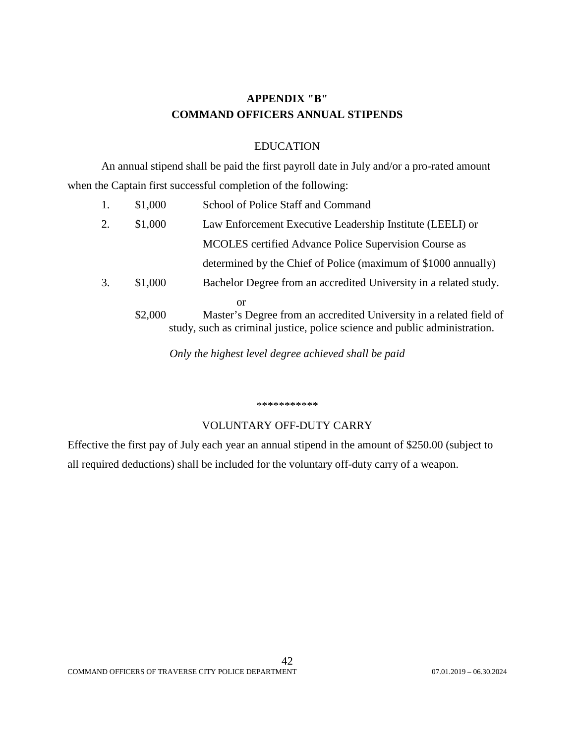## APPENDIX "B"
## COMMAND OFFICERS ANNUAL STIPENDS

### EDUCATION

An annual stipend shall be paid the first payroll date in July and/or a pro-rated amount when the Captain first successful completion of the following:

1. $1,000 School of Police Staff and Command
2. $1,000 Law Enforcement Executive Leadership Institute (LEELI) or MCOLES certified Advance Police Supervision Course as determined by the Chief of Police (maximum of $1000 annually)
3. $1,000 Bachelor Degree from an accredited University in a related study.

   or

   $2,000 Master's Degree from an accredited University in a related field of study, such as criminal justice, police science and public administration.

*Only the highest level degree achieved shall be paid*

***********

### VOLUNTARY OFF-DUTY CARRY

Effective the first pay of July each year an annual stipend in the amount of $250.00 (subject to all required deductions) shall be included for the voluntary off-duty carry of a weapon.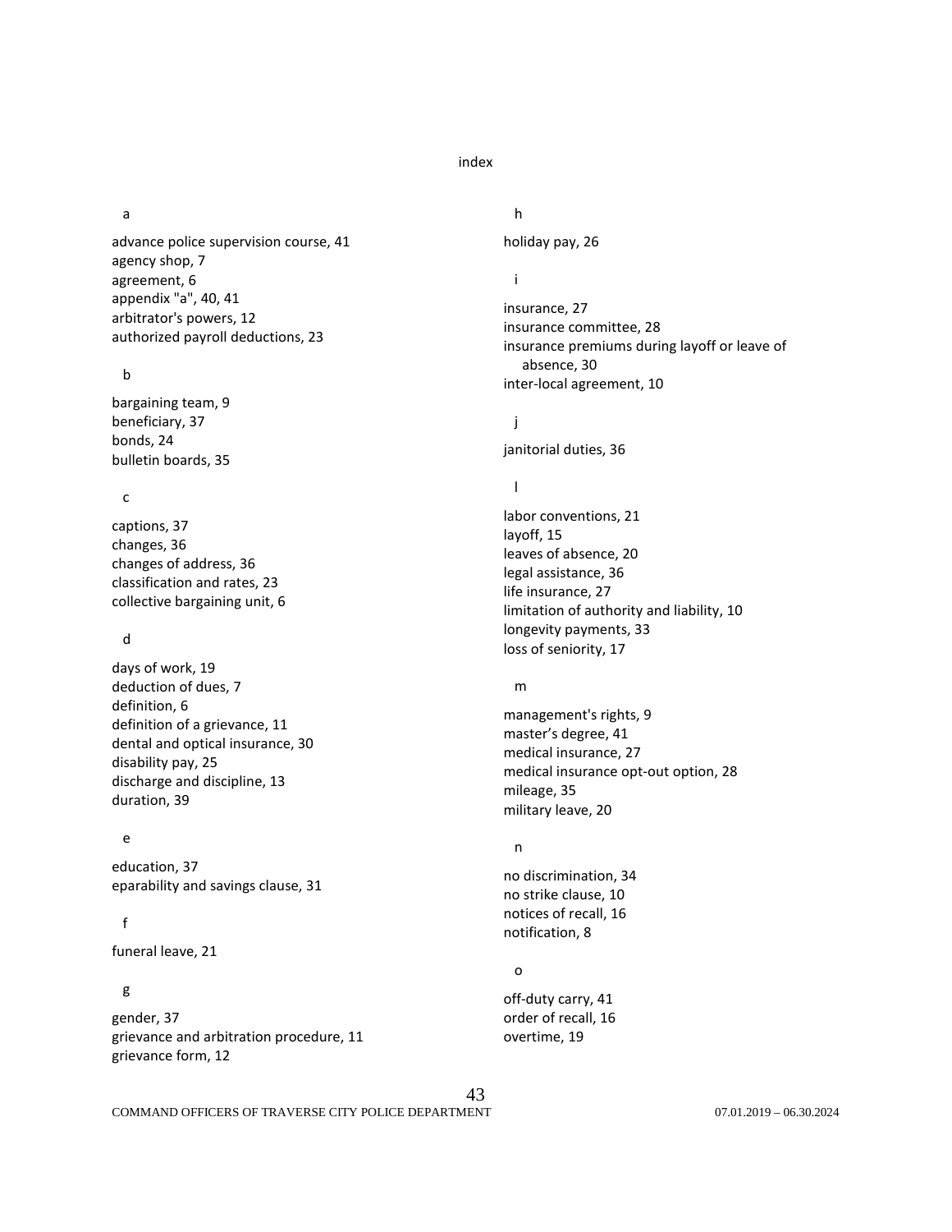# index

## a

advance police supervision course, 41
agency shop, 7
agreement, 6
appendix "a", 40, 41
arbitrator's powers, 12
authorized payroll deductions, 23

## b

bargaining team, 9
beneficiary, 37
bonds, 24
bulletin boards, 35

## c

captions, 37
changes, 36
changes of address, 36
classification and rates, 23
collective bargaining unit, 6

## d

days of work, 19
deduction of dues, 7
definition, 6
definition of a grievance, 11
dental and optical insurance, 30
disability pay, 25
discharge and discipline, 13
duration, 39

## e

education, 37
eparability and savings clause, 31

## f

funeral leave, 21

## g

gender, 37
grievance and arbitration procedure, 11
grievance form, 12

## h

holiday pay, 26

## i

insurance, 27
insurance committee, 28
insurance premiums during layoff or leave of absence, 30
inter-local agreement, 10

## j

janitorial duties, 36

## l

labor conventions, 21
layoff, 15
leaves of absence, 20
legal assistance, 36
life insurance, 27
limitation of authority and liability, 10
longevity payments, 33
loss of seniority, 17

## m

management's rights, 9
master’s degree, 41
medical insurance, 27
medical insurance opt-out option, 28
mileage, 35
military leave, 20

## n

no discrimination, 34
no strike clause, 10
notices of recall, 16
notification, 8

## o

off-duty carry, 41
order of recall, 16
overtime, 19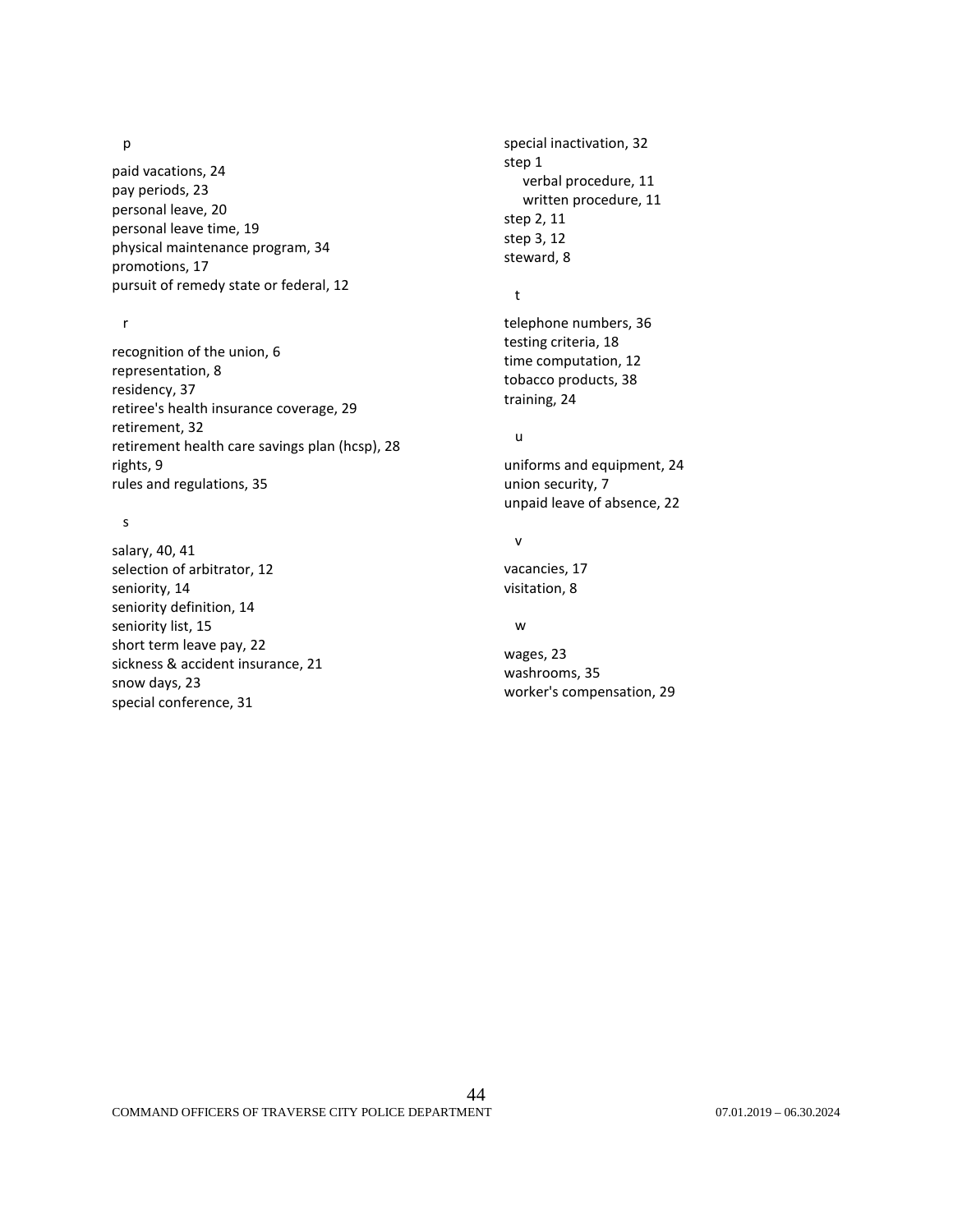p

paid vacations, 24
pay periods, 23
personal leave, 20
personal leave time, 19
physical maintenance program, 34
promotions, 17
pursuit of remedy state or federal, 12

r

recognition of the union, 6
representation, 8
residency, 37
retiree's health insurance coverage, 29
retirement, 32
retirement health care savings plan (hcsp), 28
rights, 9
rules and regulations, 35

s

salary, 40, 41
selection of arbitrator, 12
seniority, 14
seniority definition, 14
seniority list, 15
short term leave pay, 22
sickness & accident insurance, 21
snow days, 23
special conference, 31
special inactivation, 32
step 1
  verbal procedure, 11
  written procedure, 11
step 2, 11
step 3, 12
steward, 8

t

telephone numbers, 36
testing criteria, 18
time computation, 12
tobacco products, 38
training, 24

u

uniforms and equipment, 24
union security, 7
unpaid leave of absence, 22

v

vacancies, 17
visitation, 8

w

wages, 23
washrooms, 35
worker's compensation, 29